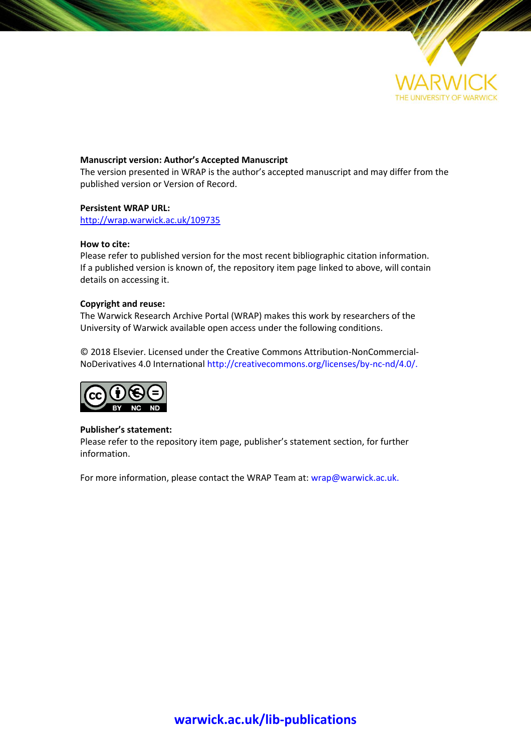**Manuscript version: Author's Accepted Manuscript**
The version presented in WRAP is the author's accepted manuscript and may differ from the published version or Version of Record.

**Persistent WRAP URL:**
http://wrap.warwick.ac.uk/109735

**How to cite:**
Please refer to published version for the most recent bibliographic citation information. If a published version is known of, the repository item page linked to above, will contain details on accessing it.

**Copyright and reuse:**
The Warwick Research Archive Portal (WRAP) makes this work by researchers of the University of Warwick available open access under the following conditions.

© 2018 Elsevier. Licensed under the Creative Commons Attribution-NonCommercial-NoDerivatives 4.0 International http://creativecommons.org/licenses/by-nc-nd/4.0/.

**Publisher's statement:**
Please refer to the repository item page, publisher's statement section, for further information.

For more information, please contact the WRAP Team at: wrap@warwick.ac.uk.

**warwick.ac.uk/lib-publications**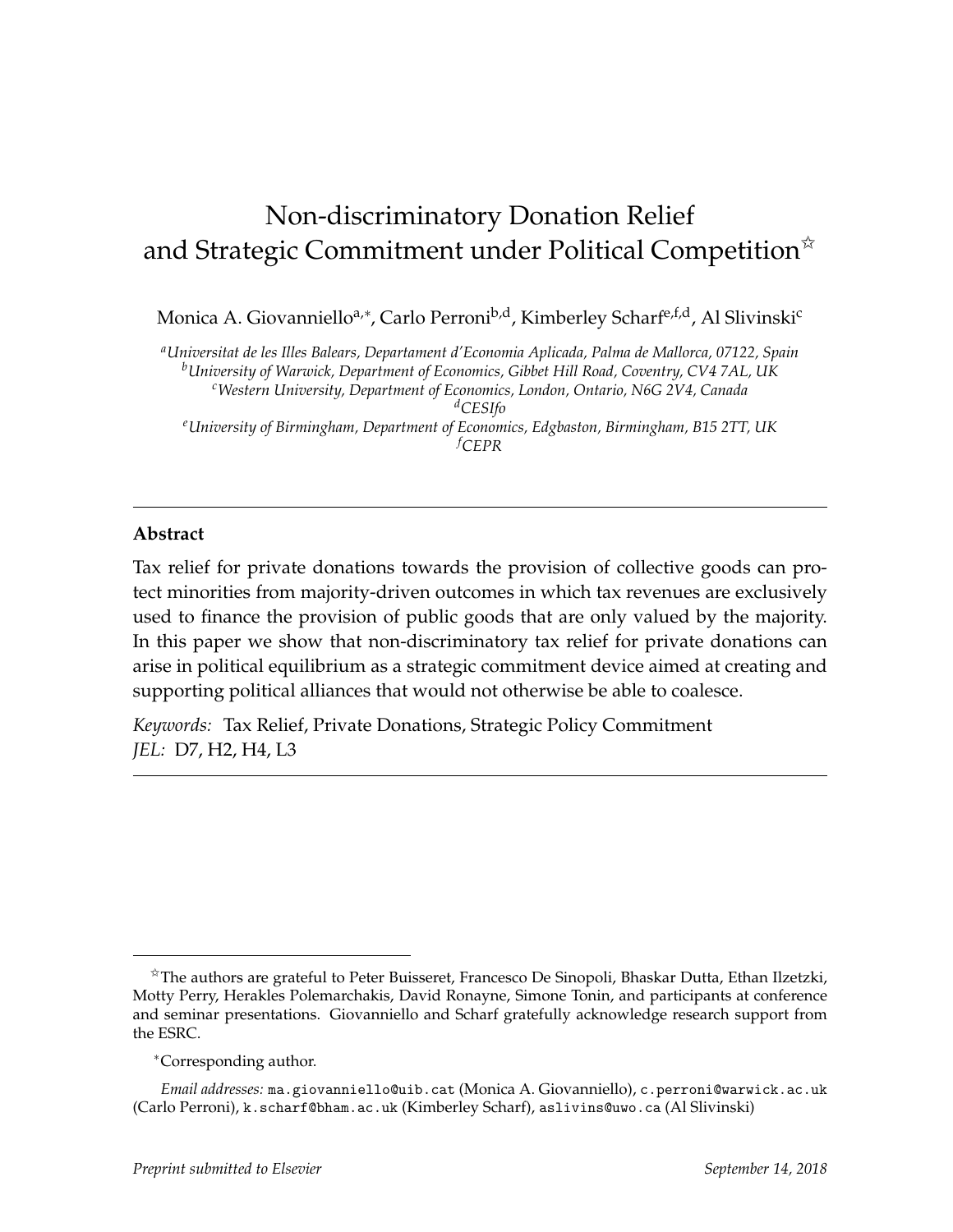# Non-discriminatory Donation Relief and Strategic Commitment under Political Competition[☆]

Monica A. Giovanniello[a,*], Carlo Perroni[b,d], Kimberley Scharf[e,f,d], Al Slivinski[c]

[a]*Universitat de les Illes Balears, Departament d'Economia Aplicada, Palma de Mallorca, 07122, Spain*
[b]*University of Warwick, Department of Economics, Gibbet Hill Road, Coventry, CV4 7AL, UK*
[c]*Western University, Department of Economics, London, Ontario, N6G 2V4, Canada*
[d]*CESIfo*
[e]*University of Birmingham, Department of Economics, Edgbaston, Birmingham, B15 2TT, UK*
[f]*CEPR*

---

**Abstract**

Tax relief for private donations towards the provision of collective goods can protect minorities from majority-driven outcomes in which tax revenues are exclusively used to finance the provision of public goods that are only valued by the majority. In this paper we show that non-discriminatory tax relief for private donations can arise in political equilibrium as a strategic commitment device aimed at creating and supporting political alliances that would not otherwise be able to coalesce.

*Keywords:* Tax Relief, Private Donations, Strategic Policy Commitment
*JEL:* D7, H2, H4, L3

---

[☆] The authors are grateful to Peter Buisseret, Francesco De Sinopoli, Bhaskar Dutta, Ethan Ilzetzki, Motty Perry, Herakles Polemarchakis, David Ronayne, Simone Tonin, and participants at conference and seminar presentations. Giovanniello and Scharf gratefully acknowledge research support from the ESRC.

[*] Corresponding author.

*Email addresses:* ma.giovanniello@uib.cat (Monica A. Giovanniello), c.perroni@warwick.ac.uk (Carlo Perroni), k.scharf@bham.ac.uk (Kimberley Scharf), aslivins@uwo.ca (Al Slivinski)

*Preprint submitted to Elsevier* *September 14, 2018*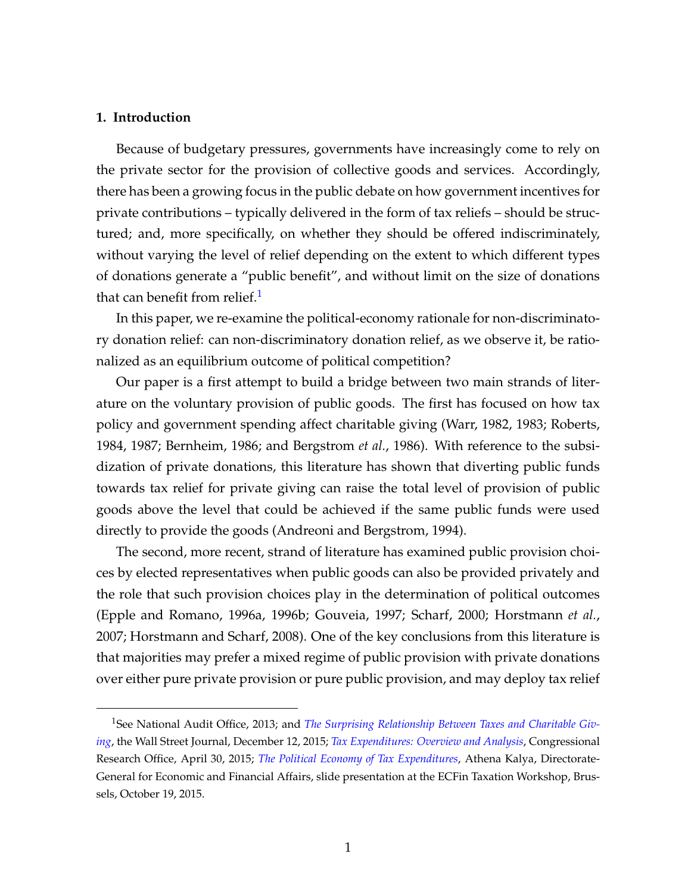## 1. Introduction

Because of budgetary pressures, governments have increasingly come to rely on the private sector for the provision of collective goods and services. Accordingly, there has been a growing focus in the public debate on how government incentives for private contributions – typically delivered in the form of tax reliefs – should be structured; and, more specifically, on whether they should be offered indiscriminately, without varying the level of relief depending on the extent to which different types of donations generate a "public benefit", and without limit on the size of donations that can benefit from relief.[1]

In this paper, we re-examine the political-economy rationale for non-discriminatory donation relief: can non-discriminatory donation relief, as we observe it, be rationalized as an equilibrium outcome of political competition?

Our paper is a first attempt to build a bridge between two main strands of literature on the voluntary provision of public goods. The first has focused on how tax policy and government spending affect charitable giving (Warr, 1982, 1983; Roberts, 1984, 1987; Bernheim, 1986; and Bergstrom *et al.*, 1986). With reference to the subsidization of private donations, this literature has shown that diverting public funds towards tax relief for private giving can raise the total level of provision of public goods above the level that could be achieved if the same public funds were used directly to provide the goods (Andreoni and Bergstrom, 1994).

The second, more recent, strand of literature has examined public provision choices by elected representatives when public goods can also be provided privately and the role that such provision choices play in the determination of political outcomes (Epple and Romano, 1996a, 1996b; Gouveia, 1997; Scharf, 2000; Horstmann *et al.*, 2007; Horstmann and Scharf, 2008). One of the key conclusions from this literature is that majorities may prefer a mixed regime of public provision with private donations over either pure private provision or pure public provision, and may deploy tax relief

[1] See National Audit Office, 2013; and *The Surprising Relationship Between Taxes and Charitable Giving*, the Wall Street Journal, December 12, 2015; *Tax Expenditures: Overview and Analysis*, Congressional Research Office, April 30, 2015; *The Political Economy of Tax Expenditures*, Athena Kalya, Directorate-General for Economic and Financial Affairs, slide presentation at the ECFin Taxation Workshop, Brussels, October 19, 2015.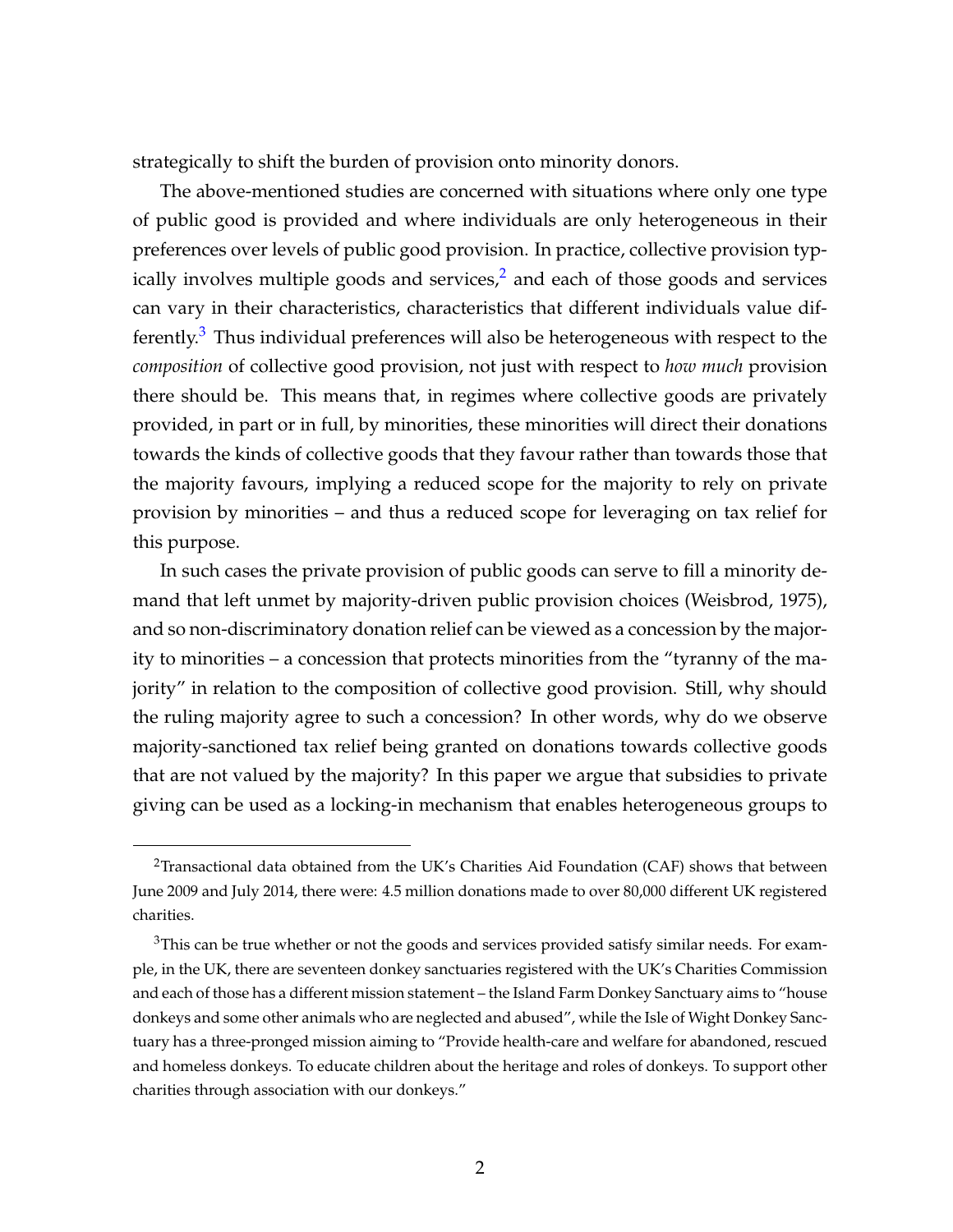strategically to shift the burden of provision onto minority donors.

The above-mentioned studies are concerned with situations where only one type of public good is provided and where individuals are only heterogeneous in their preferences over levels of public good provision. In practice, collective provision typically involves multiple goods and services,[2] and each of those goods and services can vary in their characteristics, characteristics that different individuals value differently.[3] Thus individual preferences will also be heterogeneous with respect to the *composition* of collective good provision, not just with respect to *how much* provision there should be. This means that, in regimes where collective goods are privately provided, in part or in full, by minorities, these minorities will direct their donations towards the kinds of collective goods that they favour rather than towards those that the majority favours, implying a reduced scope for the majority to rely on private provision by minorities – and thus a reduced scope for leveraging on tax relief for this purpose.

In such cases the private provision of public goods can serve to fill a minority demand that left unmet by majority-driven public provision choices (Weisbrod, 1975), and so non-discriminatory donation relief can be viewed as a concession by the majority to minorities – a concession that protects minorities from the "tyranny of the majority" in relation to the composition of collective good provision. Still, why should the ruling majority agree to such a concession? In other words, why do we observe majority-sanctioned tax relief being granted on donations towards collective goods that are not valued by the majority? In this paper we argue that subsidies to private giving can be used as a locking-in mechanism that enables heterogeneous groups to

[2]Transactional data obtained from the UK's Charities Aid Foundation (CAF) shows that between June 2009 and July 2014, there were: 4.5 million donations made to over 80,000 different UK registered charities.

[3]This can be true whether or not the goods and services provided satisfy similar needs. For example, in the UK, there are seventeen donkey sanctuaries registered with the UK's Charities Commission and each of those has a different mission statement – the Island Farm Donkey Sanctuary aims to "house donkeys and some other animals who are neglected and abused", while the Isle of Wight Donkey Sanctuary has a three-pronged mission aiming to "Provide health-care and welfare for abandoned, rescued and homeless donkeys. To educate children about the heritage and roles of donkeys. To support other charities through association with our donkeys."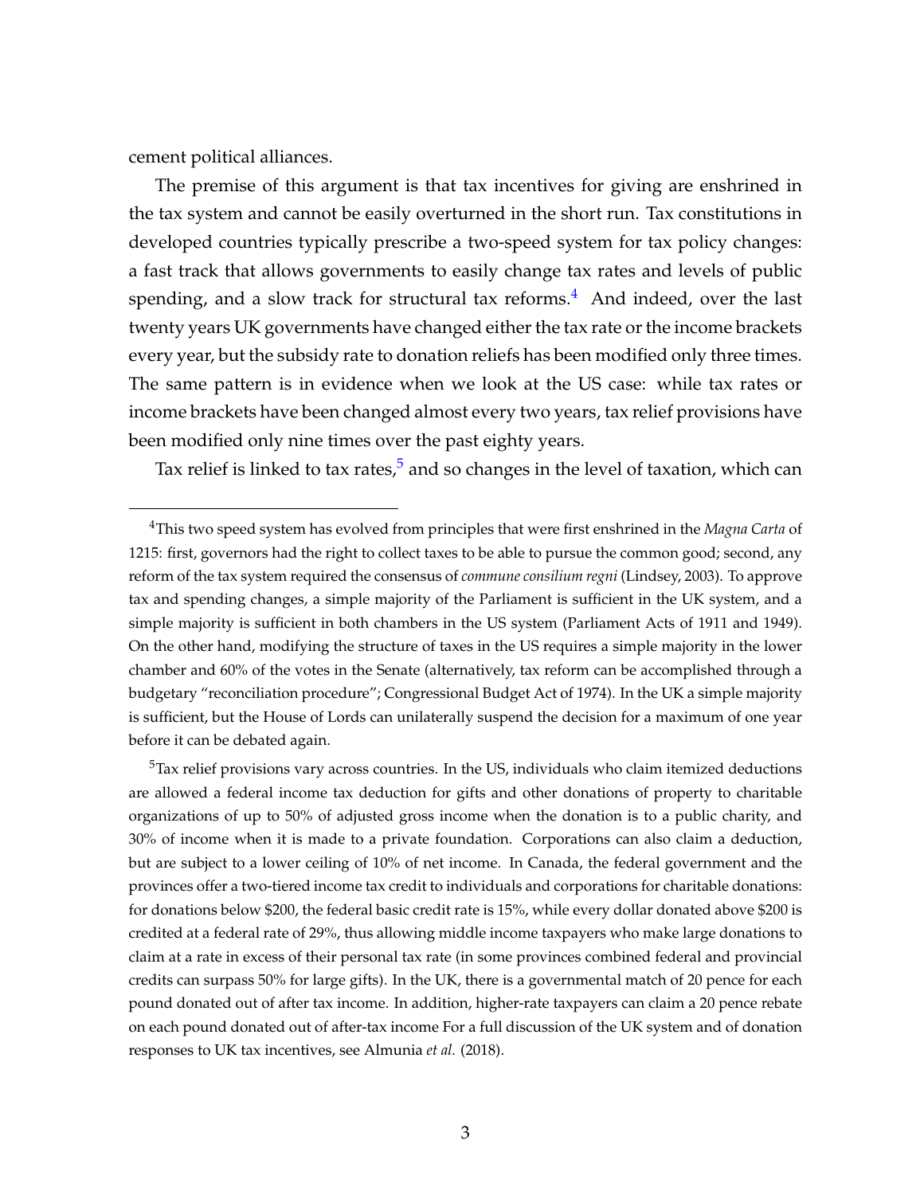cement political alliances.

The premise of this argument is that tax incentives for giving are enshrined in the tax system and cannot be easily overturned in the short run. Tax constitutions in developed countries typically prescribe a two-speed system for tax policy changes: a fast track that allows governments to easily change tax rates and levels of public spending, and a slow track for structural tax reforms.[4] And indeed, over the last twenty years UK governments have changed either the tax rate or the income brackets every year, but the subsidy rate to donation reliefs has been modified only three times. The same pattern is in evidence when we look at the US case: while tax rates or income brackets have been changed almost every two years, tax relief provisions have been modified only nine times over the past eighty years.

Tax relief is linked to tax rates,[5] and so changes in the level of taxation, which can

---

[4]This two speed system has evolved from principles that were first enshrined in the *Magna Carta* of 1215: first, governors had the right to collect taxes to be able to pursue the common good; second, any reform of the tax system required the consensus of *commune consilium regni* (Lindsey, 2003). To approve tax and spending changes, a simple majority of the Parliament is sufficient in the UK system, and a simple majority is sufficient in both chambers in the US system (Parliament Acts of 1911 and 1949). On the other hand, modifying the structure of taxes in the US requires a simple majority in the lower chamber and 60% of the votes in the Senate (alternatively, tax reform can be accomplished through a budgetary "reconciliation procedure"; Congressional Budget Act of 1974). In the UK a simple majority is sufficient, but the House of Lords can unilaterally suspend the decision for a maximum of one year before it can be debated again.

[5]Tax relief provisions vary across countries. In the US, individuals who claim itemized deductions are allowed a federal income tax deduction for gifts and other donations of property to charitable organizations of up to 50% of adjusted gross income when the donation is to a public charity, and 30% of income when it is made to a private foundation. Corporations can also claim a deduction, but are subject to a lower ceiling of 10% of net income. In Canada, the federal government and the provinces offer a two-tiered income tax credit to individuals and corporations for charitable donations: for donations below $200, the federal basic credit rate is 15%, while every dollar donated above $200 is credited at a federal rate of 29%, thus allowing middle income taxpayers who make large donations to claim at a rate in excess of their personal tax rate (in some provinces combined federal and provincial credits can surpass 50% for large gifts). In the UK, there is a governmental match of 20 pence for each pound donated out of after tax income. In addition, higher-rate taxpayers can claim a 20 pence rebate on each pound donated out of after-tax income For a full discussion of the UK system and of donation responses to UK tax incentives, see Almunia *et al.* (2018).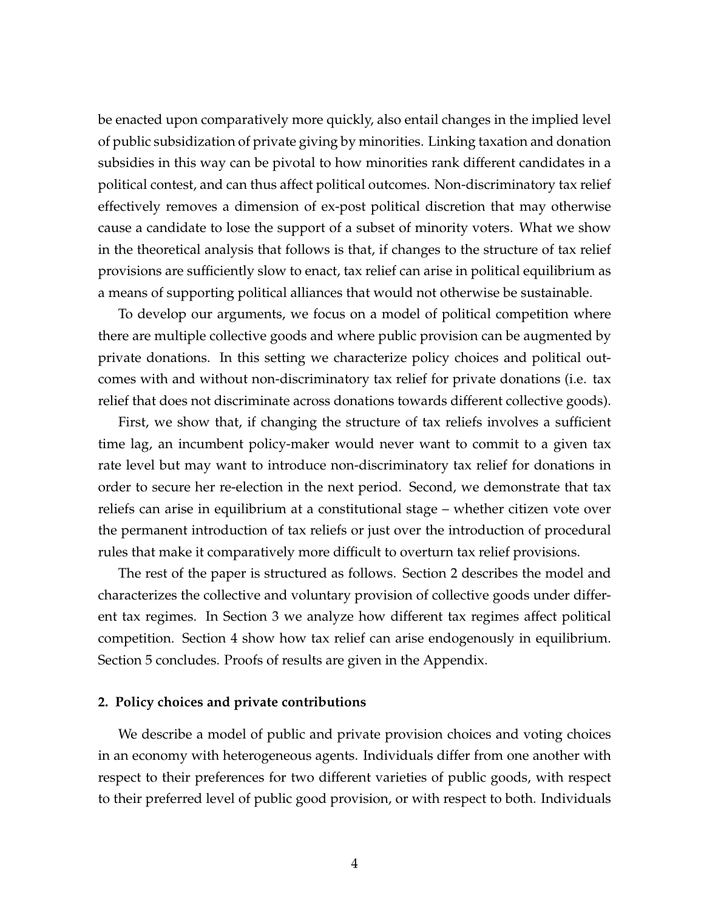be enacted upon comparatively more quickly, also entail changes in the implied level of public subsidization of private giving by minorities. Linking taxation and donation subsidies in this way can be pivotal to how minorities rank different candidates in a political contest, and can thus affect political outcomes. Non-discriminatory tax relief effectively removes a dimension of ex-post political discretion that may otherwise cause a candidate to lose the support of a subset of minority voters. What we show in the theoretical analysis that follows is that, if changes to the structure of tax relief provisions are sufficiently slow to enact, tax relief can arise in political equilibrium as a means of supporting political alliances that would not otherwise be sustainable.

To develop our arguments, we focus on a model of political competition where there are multiple collective goods and where public provision can be augmented by private donations. In this setting we characterize policy choices and political outcomes with and without non-discriminatory tax relief for private donations (i.e. tax relief that does not discriminate across donations towards different collective goods).

First, we show that, if changing the structure of tax reliefs involves a sufficient time lag, an incumbent policy-maker would never want to commit to a given tax rate level but may want to introduce non-discriminatory tax relief for donations in order to secure her re-election in the next period. Second, we demonstrate that tax reliefs can arise in equilibrium at a constitutional stage – whether citizen vote over the permanent introduction of tax reliefs or just over the introduction of procedural rules that make it comparatively more difficult to overturn tax relief provisions.

The rest of the paper is structured as follows. Section 2 describes the model and characterizes the collective and voluntary provision of collective goods under different tax regimes. In Section 3 we analyze how different tax regimes affect political competition. Section 4 show how tax relief can arise endogenously in equilibrium. Section 5 concludes. Proofs of results are given in the Appendix.

## 2. Policy choices and private contributions

We describe a model of public and private provision choices and voting choices in an economy with heterogeneous agents. Individuals differ from one another with respect to their preferences for two different varieties of public goods, with respect to their preferred level of public good provision, or with respect to both. Individuals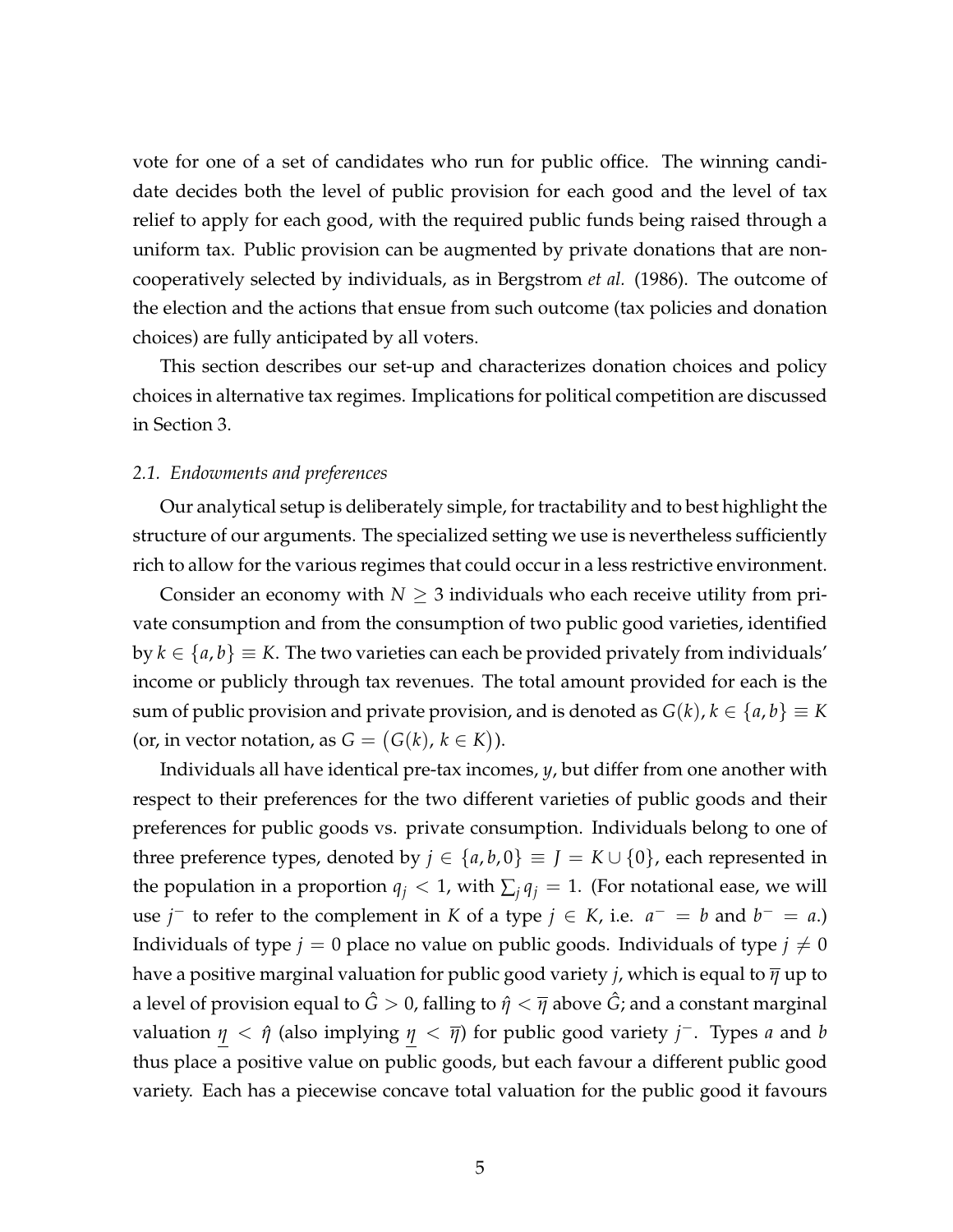vote for one of a set of candidates who run for public office. The winning candidate decides both the level of public provision for each good and the level of tax relief to apply for each good, with the required public funds being raised through a uniform tax. Public provision can be augmented by private donations that are non-cooperatively selected by individuals, as in Bergstrom *et al.* (1986). The outcome of the election and the actions that ensue from such outcome (tax policies and donation choices) are fully anticipated by all voters.

This section describes our set-up and characterizes donation choices and policy choices in alternative tax regimes. Implications for political competition are discussed in Section 3.

### *2.1. Endowments and preferences*

Our analytical setup is deliberately simple, for tractability and to best highlight the structure of our arguments. The specialized setting we use is nevertheless sufficiently rich to allow for the various regimes that could occur in a less restrictive environment.

Consider an economy with $N \geq 3$ individuals who each receive utility from private consumption and from the consumption of two public good varieties, identified by $k \in \{a, b\} \equiv K$. The two varieties can each be provided privately from individuals' income or publicly through tax revenues. The total amount provided for each is the sum of public provision and private provision, and is denoted as $G(k)$, $k \in \{a, b\} \equiv K$ (or, in vector notation, as $G = \big(G(k),\, k \in K\big)$).

Individuals all have identical pre-tax incomes, $y$, but differ from one another with respect to their preferences for the two different varieties of public goods and their preferences for public goods vs. private consumption. Individuals belong to one of three preference types, denoted by $j \in \{a, b, 0\} \equiv J = K \cup \{0\}$, each represented in the population in a proportion $q_j < 1$, with $\sum_j q_j = 1$. (For notational ease, we will use $j^-$ to refer to the complement in $K$ of a type $j \in K$, i.e. $a^- = b$ and $b^- = a$.) Individuals of type $j = 0$ place no value on public goods. Individuals of type $j \neq 0$ have a positive marginal valuation for public good variety $j$, which is equal to $\overline{\eta}$ up to a level of provision equal to $\hat{G} > 0$, falling to $\hat{\eta} < \overline{\eta}$ above $\hat{G}$; and a constant marginal valuation $\underline{\eta} < \hat{\eta}$ (also implying $\underline{\eta} < \overline{\eta}$) for public good variety $j^-$. Types $a$ and $b$ thus place a positive value on public goods, but each favour a different public good variety. Each has a piecewise concave total valuation for the public good it favours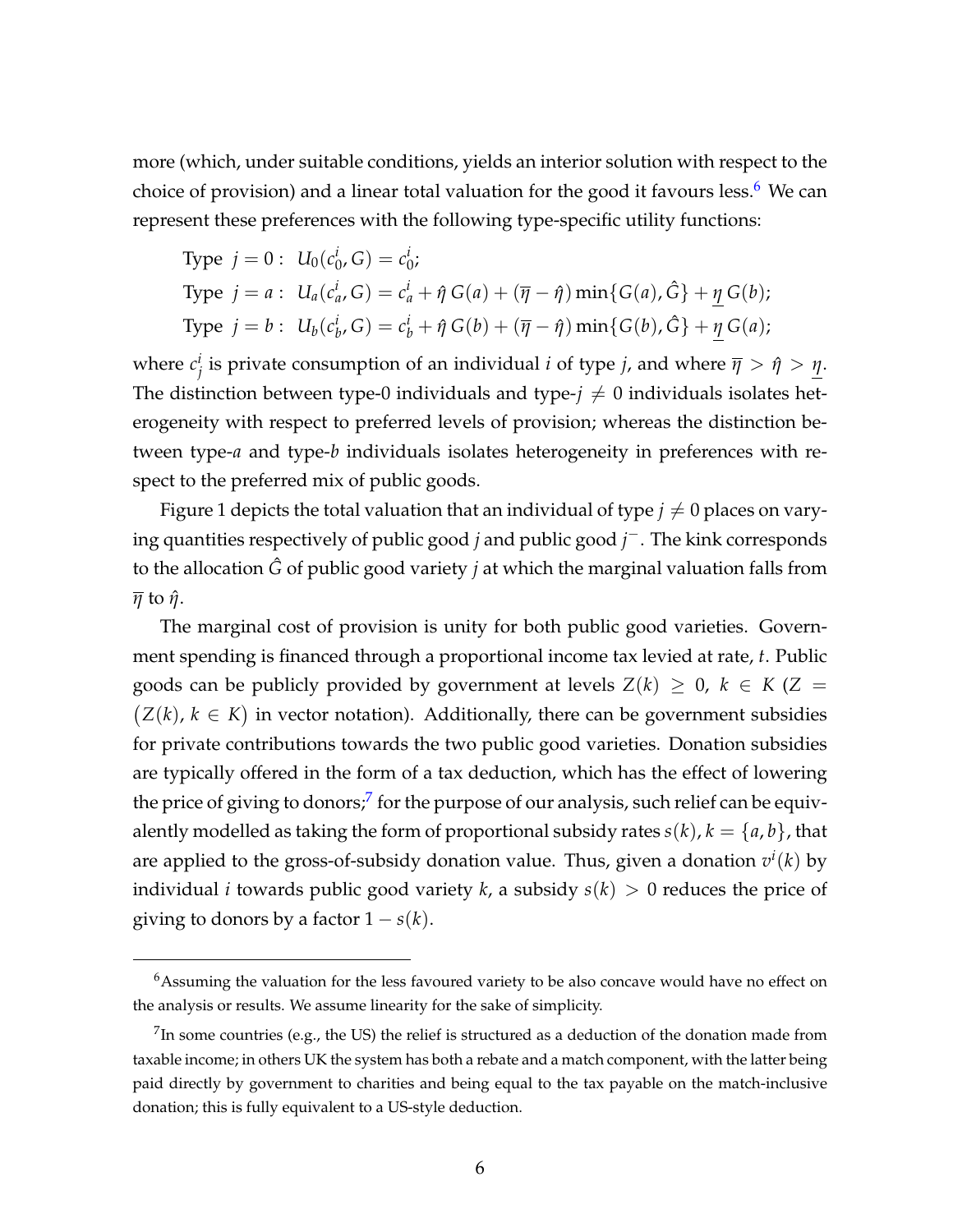more (which, under suitable conditions, yields an interior solution with respect to the choice of provision) and a linear total valuation for the good it favours less.[6] We can represent these preferences with the following type-specific utility functions:

$$\begin{aligned}
&\text{Type } \ j = 0: \ \ U_0(c_0^i, G) = c_0^i; \\
&\text{Type } \ j = a: \ \ U_a(c_a^i, G) = c_a^i + \hat{\eta}\, G(a) + (\overline{\eta} - \hat{\eta}) \min\{G(a), \hat{G}\} + \underline{\eta}\, G(b); \\
&\text{Type } \ j = b: \ \ U_b(c_b^i, G) = c_b^i + \hat{\eta}\, G(b) + (\overline{\eta} - \hat{\eta}) \min\{G(b), \hat{G}\} + \underline{\eta}\, G(a);
\end{aligned}$$

where $c_j^i$ is private consumption of an individual $i$ of type $j$, and where $\overline{\eta} > \hat{\eta} > \underline{\eta}$. The distinction between type-0 individuals and type-$j \neq 0$ individuals isolates heterogeneity with respect to preferred levels of provision; whereas the distinction between type-$a$ and type-$b$ individuals isolates heterogeneity in preferences with respect to the preferred mix of public goods.

Figure 1 depicts the total valuation that an individual of type $j \neq 0$ places on varying quantities respectively of public good $j$ and public good $j^-$. The kink corresponds to the allocation $\hat{G}$ of public good variety $j$ at which the marginal valuation falls from $\overline{\eta}$ to $\hat{\eta}$.

The marginal cost of provision is unity for both public good varieties. Government spending is financed through a proportional income tax levied at rate, $t$. Public goods can be publicly provided by government at levels $Z(k) \geq 0$, $k \in K$ ($Z = \big(Z(k),\, k \in K\big)$ in vector notation). Additionally, there can be government subsidies for private contributions towards the two public good varieties. Donation subsidies are typically offered in the form of a tax deduction, which has the effect of lowering the price of giving to donors;[7] for the purpose of our analysis, such relief can be equivalently modelled as taking the form of proportional subsidy rates $s(k)$, $k = \{a, b\}$, that are applied to the gross-of-subsidy donation value. Thus, given a donation $v^i(k)$ by individual $i$ towards public good variety $k$, a subsidy $s(k) > 0$ reduces the price of giving to donors by a factor $1 - s(k)$.

---

[6] Assuming the valuation for the less favoured variety to be also concave would have no effect on the analysis or results. We assume linearity for the sake of simplicity.

[7] In some countries (e.g., the US) the relief is structured as a deduction of the donation made from taxable income; in others UK the system has both a rebate and a match component, with the latter being paid directly by government to charities and being equal to the tax payable on the match-inclusive donation; this is fully equivalent to a US-style deduction.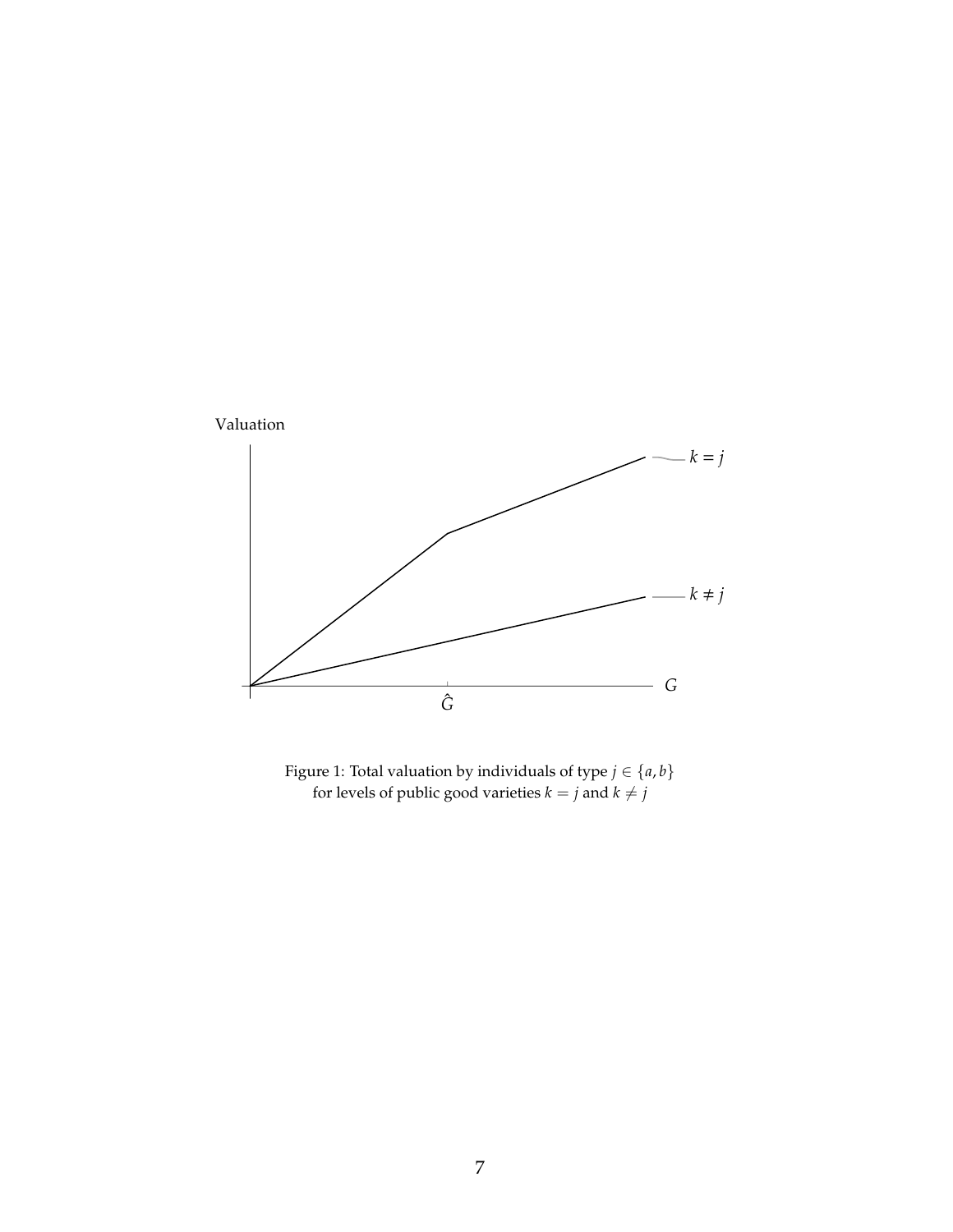Figure 1: Total valuation by individuals of type $j \in \{a, b\}$ for levels of public good varieties $k = j$ and $k \neq j$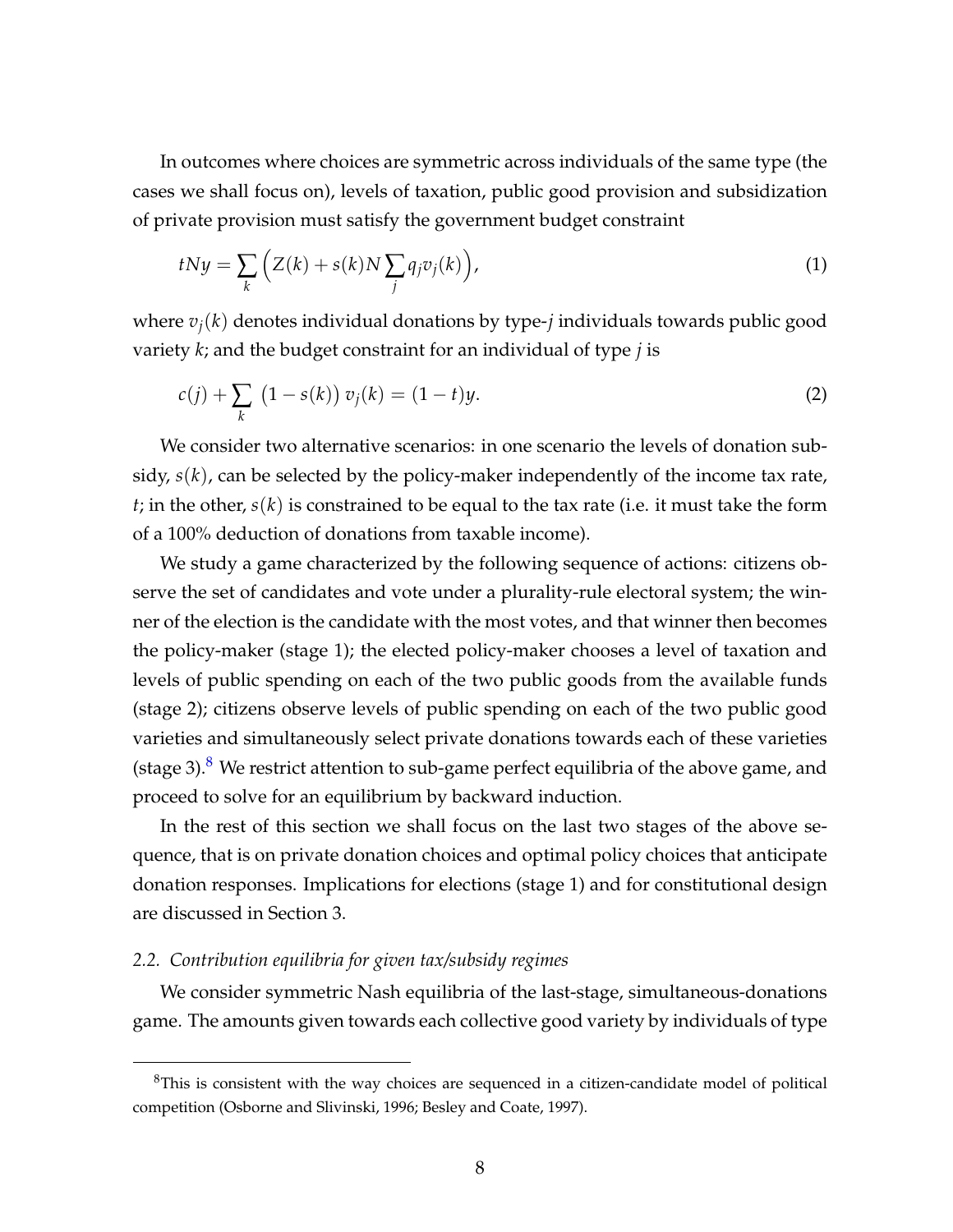In outcomes where choices are symmetric across individuals of the same type (the cases we shall focus on), levels of taxation, public good provision and subsidization of private provision must satisfy the government budget constraint

$$tNy = \sum_k \Big( Z(k) + s(k) N \sum_j q_j v_j(k) \Big), \tag{1}$$

where $v_j(k)$ denotes individual donations by type-$j$ individuals towards public good variety $k$; and the budget constraint for an individual of type $j$ is

$$c(j) + \sum_k \big(1 - s(k)\big) v_j(k) = (1 - t)y. \tag{2}$$

We consider two alternative scenarios: in one scenario the levels of donation subsidy, $s(k)$, can be selected by the policy-maker independently of the income tax rate, $t$; in the other, $s(k)$ is constrained to be equal to the tax rate (i.e. it must take the form of a 100% deduction of donations from taxable income).

We study a game characterized by the following sequence of actions: citizens observe the set of candidates and vote under a plurality-rule electoral system; the winner of the election is the candidate with the most votes, and that winner then becomes the policy-maker (stage 1); the elected policy-maker chooses a level of taxation and levels of public spending on each of the two public goods from the available funds (stage 2); citizens observe levels of public spending on each of the two public good varieties and simultaneously select private donations towards each of these varieties (stage 3).[8] We restrict attention to sub-game perfect equilibria of the above game, and proceed to solve for an equilibrium by backward induction.

In the rest of this section we shall focus on the last two stages of the above sequence, that is on private donation choices and optimal policy choices that anticipate donation responses. Implications for elections (stage 1) and for constitutional design are discussed in Section 3.

### *2.2. Contribution equilibria for given tax/subsidy regimes*

We consider symmetric Nash equilibria of the last-stage, simultaneous-donations game. The amounts given towards each collective good variety by individuals of type

[8] This is consistent with the way choices are sequenced in a citizen-candidate model of political competition (Osborne and Slivinski, 1996; Besley and Coate, 1997).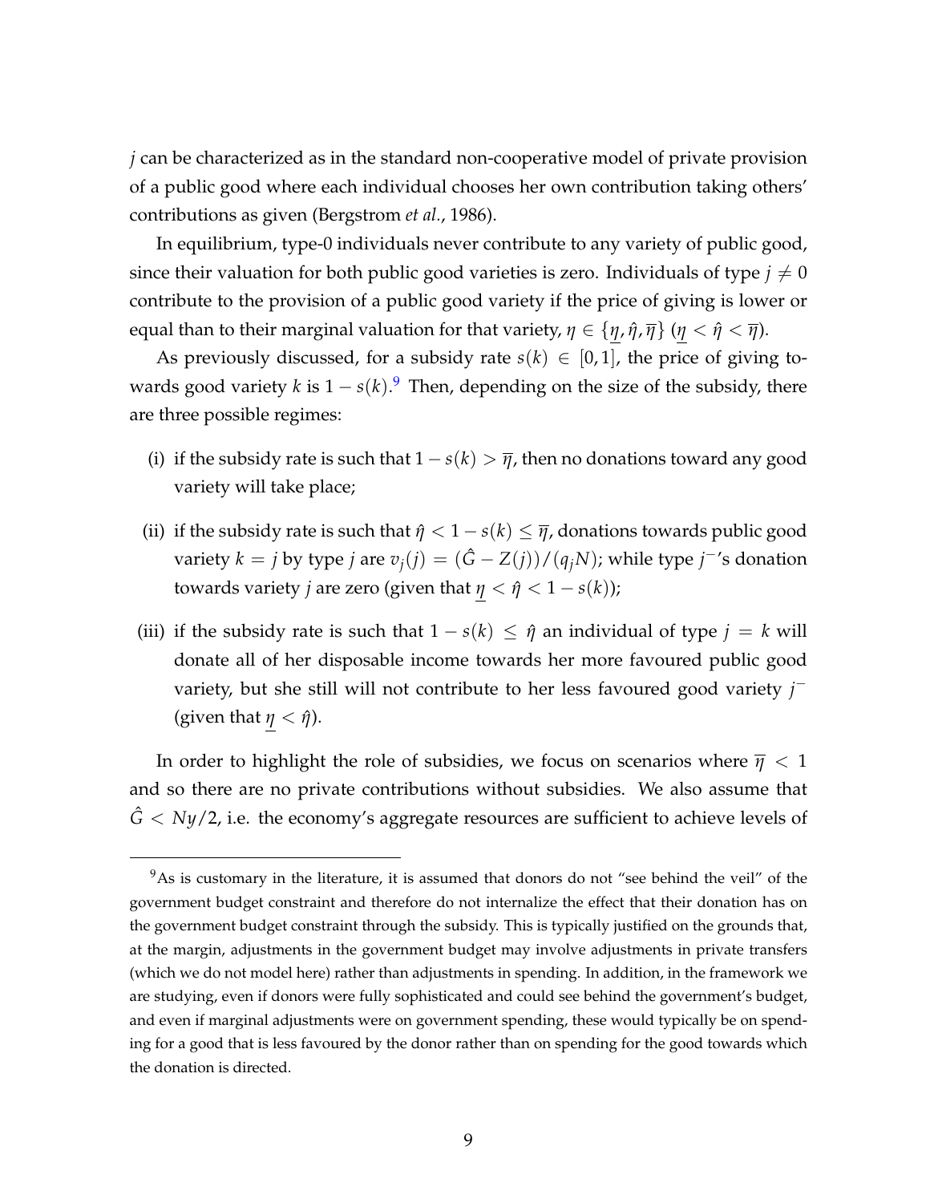*j* can be characterized as in the standard non-cooperative model of private provision of a public good where each individual chooses her own contribution taking others' contributions as given (Bergstrom *et al.*, 1986).

In equilibrium, type-0 individuals never contribute to any variety of public good, since their valuation for both public good varieties is zero. Individuals of type $j \neq 0$ contribute to the provision of a public good variety if the price of giving is lower or equal than to their marginal valuation for that variety, $\eta \in \{\underline{\eta}, \hat{\eta}, \overline{\eta}\}$ ($\underline{\eta} < \hat{\eta} < \overline{\eta}$).

As previously discussed, for a subsidy rate $s(k) \in [0, 1]$, the price of giving towards good variety $k$ is $1 - s(k)$.[9] Then, depending on the size of the subsidy, there are three possible regimes:

(i) if the subsidy rate is such that $1 - s(k) > \overline{\eta}$, then no donations toward any good variety will take place;

(ii) if the subsidy rate is such that $\hat{\eta} < 1 - s(k) \leq \overline{\eta}$, donations towards public good variety $k = j$ by type $j$ are $v_j(j) = (\hat{G} - Z(j))/(q_j N)$; while type $j^-$'s donation towards variety $j$ are zero (given that $\underline{\eta} < \hat{\eta} < 1 - s(k)$);

(iii) if the subsidy rate is such that $1 - s(k) \leq \hat{\eta}$ an individual of type $j = k$ will donate all of her disposable income towards her more favoured public good variety, but she still will not contribute to her less favoured good variety $j^-$ (given that $\underline{\eta} < \hat{\eta}$).

In order to highlight the role of subsidies, we focus on scenarios where $\overline{\eta} < 1$ and so there are no private contributions without subsidies. We also assume that $\hat{G} < Ny/2$, i.e. the economy's aggregate resources are sufficient to achieve levels of

[9] As is customary in the literature, it is assumed that donors do not "see behind the veil" of the government budget constraint and therefore do not internalize the effect that their donation has on the government budget constraint through the subsidy. This is typically justified on the grounds that, at the margin, adjustments in the government budget may involve adjustments in private transfers (which we do not model here) rather than adjustments in spending. In addition, in the framework we are studying, even if donors were fully sophisticated and could see behind the government's budget, and even if marginal adjustments were on government spending, these would typically be on spending for a good that is less favoured by the donor rather than on spending for the good towards which the donation is directed.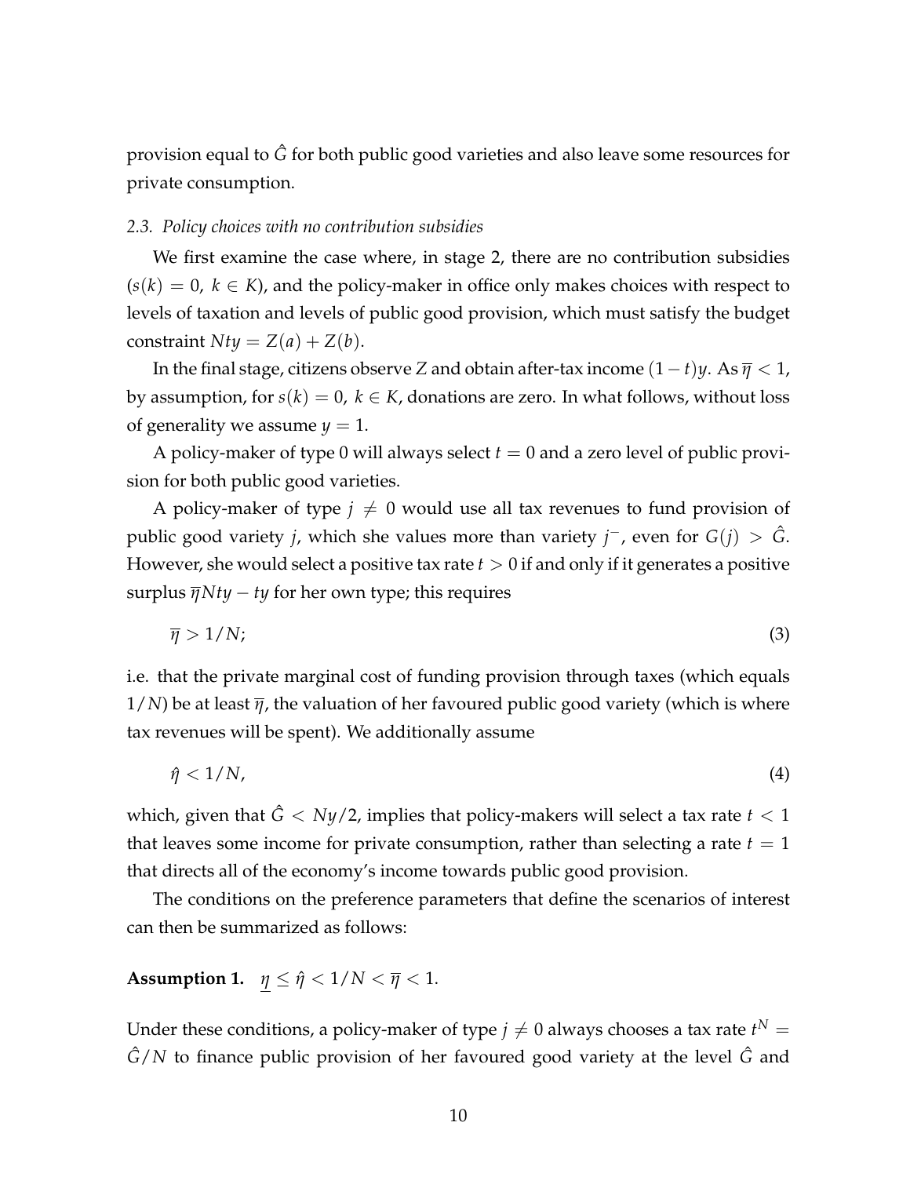provision equal to $\hat{G}$ for both public good varieties and also leave some resources for private consumption.

### 2.3. Policy choices with no contribution subsidies

We first examine the case where, in stage 2, there are no contribution subsidies ($s(k) = 0,\ k \in K$), and the policy-maker in office only makes choices with respect to levels of taxation and levels of public good provision, which must satisfy the budget constraint $Nty = Z(a) + Z(b)$.

In the final stage, citizens observe $Z$ and obtain after-tax income $(1 - t)y$. As $\overline{\eta} < 1$, by assumption, for $s(k) = 0,\ k \in K$, donations are zero. In what follows, without loss of generality we assume $y = 1$.

A policy-maker of type 0 will always select $t = 0$ and a zero level of public provision for both public good varieties.

A policy-maker of type $j \neq 0$ would use all tax revenues to fund provision of public good variety $j$, which she values more than variety $j^-$, even for $G(j) > \hat{G}$. However, she would select a positive tax rate $t > 0$ if and only if it generates a positive surplus $\overline{\eta}Nty - ty$ for her own type; this requires

$$\overline{\eta} > 1/N; \tag{3}$$

i.e. that the private marginal cost of funding provision through taxes (which equals $1/N$) be at least $\overline{\eta}$, the valuation of her favoured public good variety (which is where tax revenues will be spent). We additionally assume

$$\hat{\eta} < 1/N, \tag{4}$$

which, given that $\hat{G} < Ny/2$, implies that policy-makers will select a tax rate $t < 1$ that leaves some income for private consumption, rather than selecting a rate $t = 1$ that directs all of the economy's income towards public good provision.

The conditions on the preference parameters that define the scenarios of interest can then be summarized as follows:

**Assumption 1.** $\underline{\eta} \leq \hat{\eta} < 1/N < \overline{\eta} < 1$.

Under these conditions, a policy-maker of type $j \neq 0$ always chooses a tax rate $t^N = \hat{G}/N$ to finance public provision of her favoured good variety at the level $\hat{G}$ and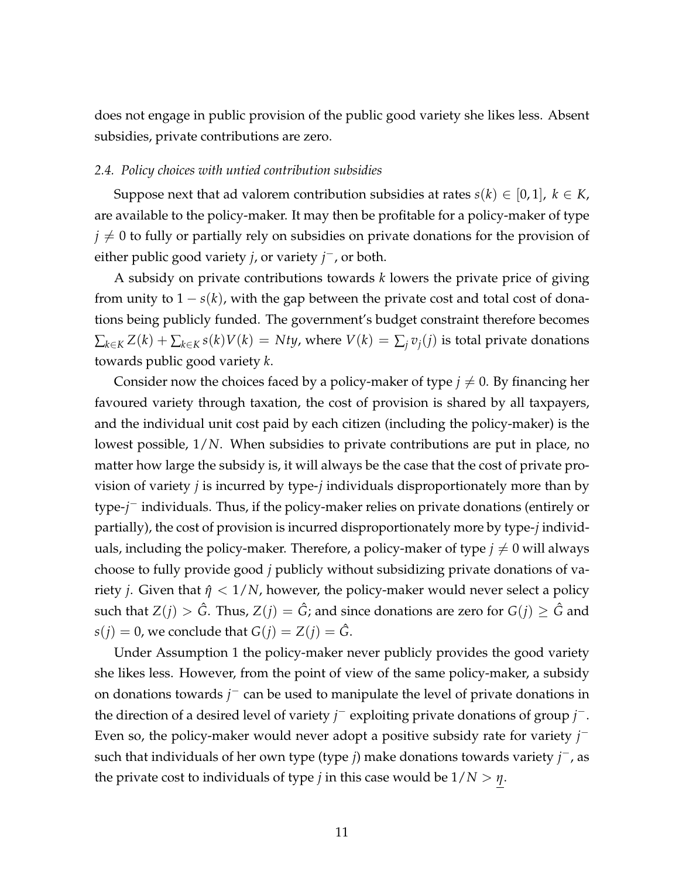does not engage in public provision of the public good variety she likes less. Absent subsidies, private contributions are zero.

### *2.4. Policy choices with untied contribution subsidies*

Suppose next that ad valorem contribution subsidies at rates $s(k) \in [0,1]$, $k \in K$, are available to the policy-maker. It may then be profitable for a policy-maker of type $j \neq 0$ to fully or partially rely on subsidies on private donations for the provision of either public good variety $j$, or variety $j^-$, or both.

A subsidy on private contributions towards $k$ lowers the private price of giving from unity to $1 - s(k)$, with the gap between the private cost and total cost of donations being publicly funded. The government's budget constraint therefore becomes $\sum_{k \in K} Z(k) + \sum_{k \in K} s(k)V(k) = Nty$, where $V(k) = \sum_j v_j(j)$ is total private donations towards public good variety $k$.

Consider now the choices faced by a policy-maker of type $j \neq 0$. By financing her favoured variety through taxation, the cost of provision is shared by all taxpayers, and the individual unit cost paid by each citizen (including the policy-maker) is the lowest possible, $1/N$. When subsidies to private contributions are put in place, no matter how large the subsidy is, it will always be the case that the cost of private provision of variety $j$ is incurred by type-$j$ individuals disproportionately more than by type-$j^-$ individuals. Thus, if the policy-maker relies on private donations (entirely or partially), the cost of provision is incurred disproportionately more by type-$j$ individuals, including the policy-maker. Therefore, a policy-maker of type $j \neq 0$ will always choose to fully provide good $j$ publicly without subsidizing private donations of variety $j$. Given that $\hat{\eta} < 1/N$, however, the policy-maker would never select a policy such that $Z(j) > \hat{G}$. Thus, $Z(j) = \hat{G}$; and since donations are zero for $G(j) \geq \hat{G}$ and $s(j) = 0$, we conclude that $G(j) = Z(j) = \hat{G}$.

Under Assumption 1 the policy-maker never publicly provides the good variety she likes less. However, from the point of view of the same policy-maker, a subsidy on donations towards $j^-$ can be used to manipulate the level of private donations in the direction of a desired level of variety $j^-$ exploiting private donations of group $j^-$. Even so, the policy-maker would never adopt a positive subsidy rate for variety $j^-$ such that individuals of her own type (type $j$) make donations towards variety $j^-$, as the private cost to individuals of type $j$ in this case would be $1/N > \underline{\eta}$.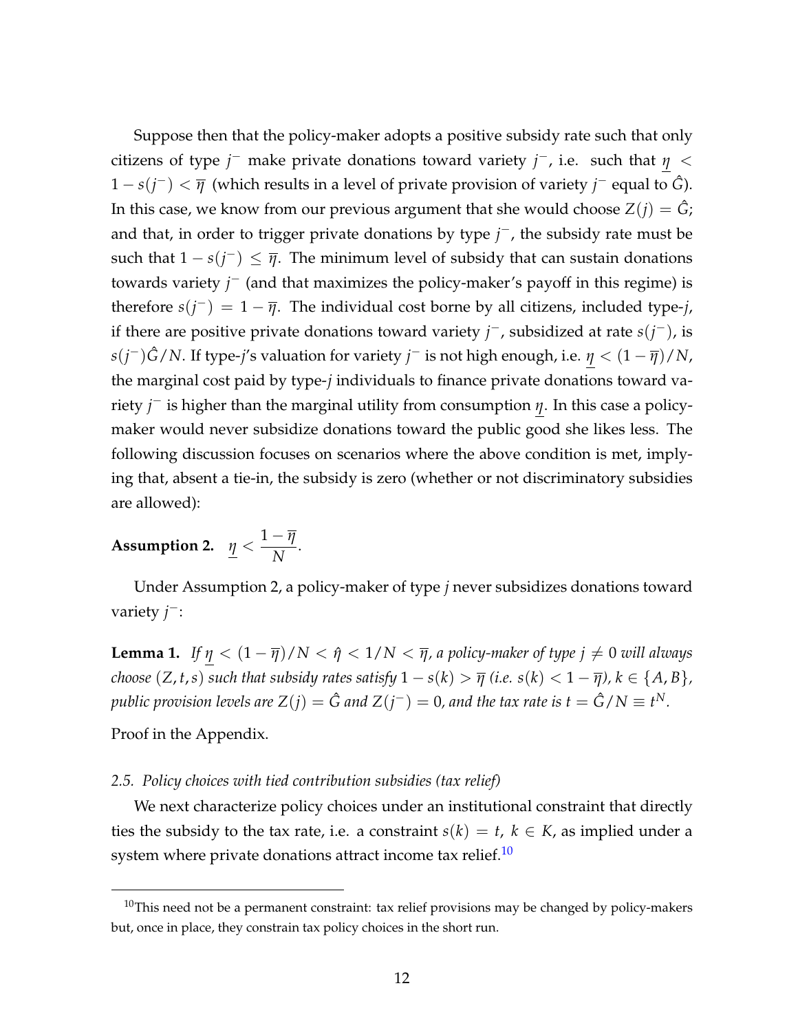Suppose then that the policy-maker adopts a positive subsidy rate such that only citizens of type $j^-$ make private donations toward variety $j^-$, i.e. such that $\underline{\eta} < 1 - s(j^-) < \overline{\eta}$ (which results in a level of private provision of variety $j^-$ equal to $\hat{G}$). In this case, we know from our previous argument that she would choose $Z(j) = \hat{G}$; and that, in order to trigger private donations by type $j^-$, the subsidy rate must be such that $1 - s(j^-) \leq \overline{\eta}$. The minimum level of subsidy that can sustain donations towards variety $j^-$ (and that maximizes the policy-maker's payoff in this regime) is therefore $s(j^-) = 1 - \overline{\eta}$. The individual cost borne by all citizens, included type-$j$, if there are positive private donations toward variety $j^-$, subsidized at rate $s(j^-)$, is $s(j^-)\hat{G}/N$. If type-$j$'s valuation for variety $j^-$ is not high enough, i.e. $\underline{\eta} < (1 - \overline{\eta})/N$, the marginal cost paid by type-$j$ individuals to finance private donations toward variety $j^-$ is higher than the marginal utility from consumption $\underline{\eta}$. In this case a policy-maker would never subsidize donations toward the public good she likes less. The following discussion focuses on scenarios where the above condition is met, implying that, absent a tie-in, the subsidy is zero (whether or not discriminatory subsidies are allowed):

**Assumption 2.** $\underline{\eta} < \dfrac{1 - \overline{\eta}}{N}$.

Under Assumption 2, a policy-maker of type $j$ never subsidizes donations toward variety $j^-$:

**Lemma 1.** *If $\underline{\eta} < (1 - \overline{\eta})/N < \hat{\eta} < 1/N < \overline{\eta}$, a policy-maker of type $j \neq 0$ will always choose $(Z, t, s)$ such that subsidy rates satisfy $1 - s(k) > \overline{\eta}$ (i.e. $s(k) < 1 - \overline{\eta}$), $k \in \{A, B\}$, public provision levels are $Z(j) = \hat{G}$ and $Z(j^-) = 0$, and the tax rate is $t = \hat{G}/N \equiv t^N$.*

Proof in the Appendix.

### 2.5. *Policy choices with tied contribution subsidies (tax relief)*

We next characterize policy choices under an institutional constraint that directly ties the subsidy to the tax rate, i.e. a constraint $s(k) = t$, $k \in K$, as implied under a system where private donations attract income tax relief.[10]

[10] This need not be a permanent constraint: tax relief provisions may be changed by policy-makers but, once in place, they constrain tax policy choices in the short run.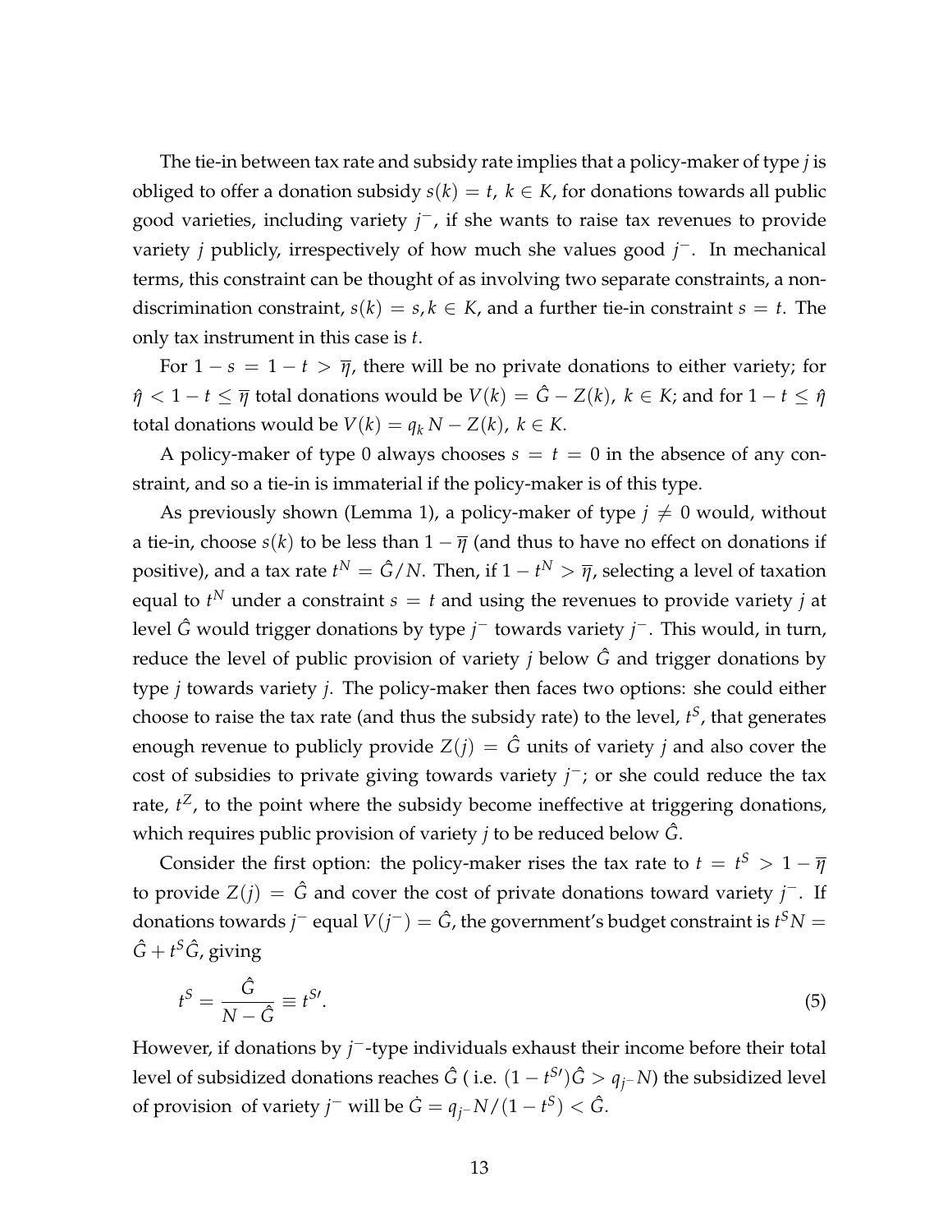The tie-in between tax rate and subsidy rate implies that a policy-maker of type $j$ is obliged to offer a donation subsidy $s(k) = t$, $k \in K$, for donations towards all public good varieties, including variety $j^-$, if she wants to raise tax revenues to provide variety $j$ publicly, irrespectively of how much she values good $j^-$. In mechanical terms, this constraint can be thought of as involving two separate constraints, a non-discrimination constraint, $s(k) = s, k \in K$, and a further tie-in constraint $s = t$. The only tax instrument in this case is $t$.

For $1 - s = 1 - t > \overline{\eta}$, there will be no private donations to either variety; for $\hat{\eta} < 1 - t \leq \overline{\eta}$ total donations would be $V(k) = \hat{G} - Z(k)$, $k \in K$; and for $1 - t \leq \hat{\eta}$ total donations would be $V(k) = q_k N - Z(k)$, $k \in K$.

A policy-maker of type 0 always chooses $s = t = 0$ in the absence of any constraint, and so a tie-in is immaterial if the policy-maker is of this type.

As previously shown (Lemma 1), a policy-maker of type $j \neq 0$ would, without a tie-in, choose $s(k)$ to be less than $1 - \overline{\eta}$ (and thus to have no effect on donations if positive), and a tax rate $t^N = \hat{G}/N$. Then, if $1 - t^N > \overline{\eta}$, selecting a level of taxation equal to $t^N$ under a constraint $s = t$ and using the revenues to provide variety $j$ at level $\hat{G}$ would trigger donations by type $j^-$ towards variety $j^-$. This would, in turn, reduce the level of public provision of variety $j$ below $\hat{G}$ and trigger donations by type $j$ towards variety $j$. The policy-maker then faces two options: she could either choose to raise the tax rate (and thus the subsidy rate) to the level, $t^S$, that generates enough revenue to publicly provide $Z(j) = \hat{G}$ units of variety $j$ and also cover the cost of subsidies to private giving towards variety $j^-$; or she could reduce the tax rate, $t^Z$, to the point where the subsidy become ineffective at triggering donations, which requires public provision of variety $j$ to be reduced below $\hat{G}$.

Consider the first option: the policy-maker rises the tax rate to $t = t^S > 1 - \overline{\eta}$ to provide $Z(j) = \hat{G}$ and cover the cost of private donations toward variety $j^-$. If donations towards $j^-$ equal $V(j^-) = \hat{G}$, the government's budget constraint is $t^S N = \hat{G} + t^S \hat{G}$, giving

$$t^S = \frac{\hat{G}}{N - \hat{G}} \equiv t^{S\prime}. \tag{5}$$

However, if donations by $j^-$-type individuals exhaust their income before their total level of subsidized donations reaches $\hat{G}$ ( i.e. $(1 - t^{S\prime})\hat{G} > q_{j^-} N$) the subsidized level of provision of variety $j^-$ will be $\dot{G} = q_{j^-} N/(1 - t^S) < \hat{G}$.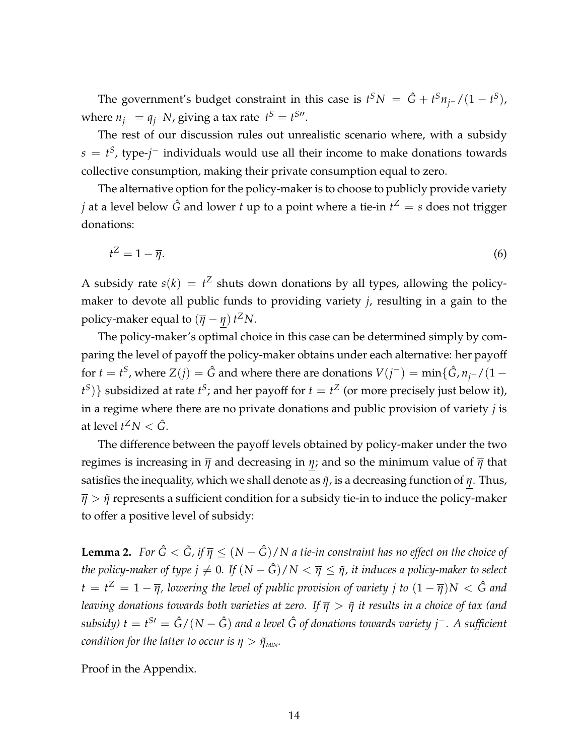The government's budget constraint in this case is $t^S N = \hat{G} + t^S n_{j^-}/(1-t^S)$, where $n_{j^-} = q_{j^-} N$, giving a tax rate $t^S = t^{S\prime\prime}$.

The rest of our discussion rules out unrealistic scenario where, with a subsidy $s = t^S$, type-$j^-$ individuals would use all their income to make donations towards collective consumption, making their private consumption equal to zero.

The alternative option for the policy-maker is to choose to publicly provide variety $j$ at a level below $\hat{G}$ and lower $t$ up to a point where a tie-in $t^Z = s$ does not trigger donations:

$$t^Z = 1 - \overline{\eta}. \tag{6}$$

A subsidy rate $s(k) = t^Z$ shuts down donations by all types, allowing the policy-maker to devote all public funds to providing variety $j$, resulting in a gain to the policy-maker equal to $(\overline{\eta} - \underline{\eta})\, t^Z N$.

The policy-maker's optimal choice in this case can be determined simply by comparing the level of payoff the policy-maker obtains under each alternative: her payoff for $t = t^S$, where $Z(j) = \hat{G}$ and where there are donations $V(j^-) = \min\{\hat{G}, n_{j^-}/(1 - t^S)\}$ subsidized at rate $t^S$; and her payoff for $t = t^Z$ (or more precisely just below it), in a regime where there are no private donations and public provision of variety $j$ is at level $t^Z N < \hat{G}$.

The difference between the payoff levels obtained by policy-maker under the two regimes is increasing in $\overline{\eta}$ and decreasing in $\underline{\eta}$; and so the minimum value of $\overline{\eta}$ that satisfies the inequality, which we shall denote as $\tilde{\eta}$, is a decreasing function of $\underline{\eta}$. Thus, $\overline{\eta} > \tilde{\eta}$ represents a sufficient condition for a subsidy tie-in to induce the policy-maker to offer a positive level of subsidy:

**Lemma 2.** *For $\hat{G} < \tilde{G}$, if $\overline{\eta} \leq (N - \hat{G})/N$ a tie-in constraint has no effect on the choice of the policy-maker of type $j \neq 0$. If $(N - \hat{G})/N < \overline{\eta} \leq \tilde{\eta}$, it induces a policy-maker to select $t = t^Z = 1 - \overline{\eta}$, lowering the level of public provision of variety $j$ to $(1 - \overline{\eta})N < \hat{G}$ and leaving donations towards both varieties at zero. If $\overline{\eta} > \tilde{\eta}$ it results in a choice of tax (and subsidy) $t = t^{S\prime} = \hat{G}/(N - \hat{G})$ and a level $\hat{G}$ of donations towards variety $j^-$. A sufficient condition for the latter to occur is $\overline{\eta} > \tilde{\eta}_{MIN}$.*

Proof in the Appendix.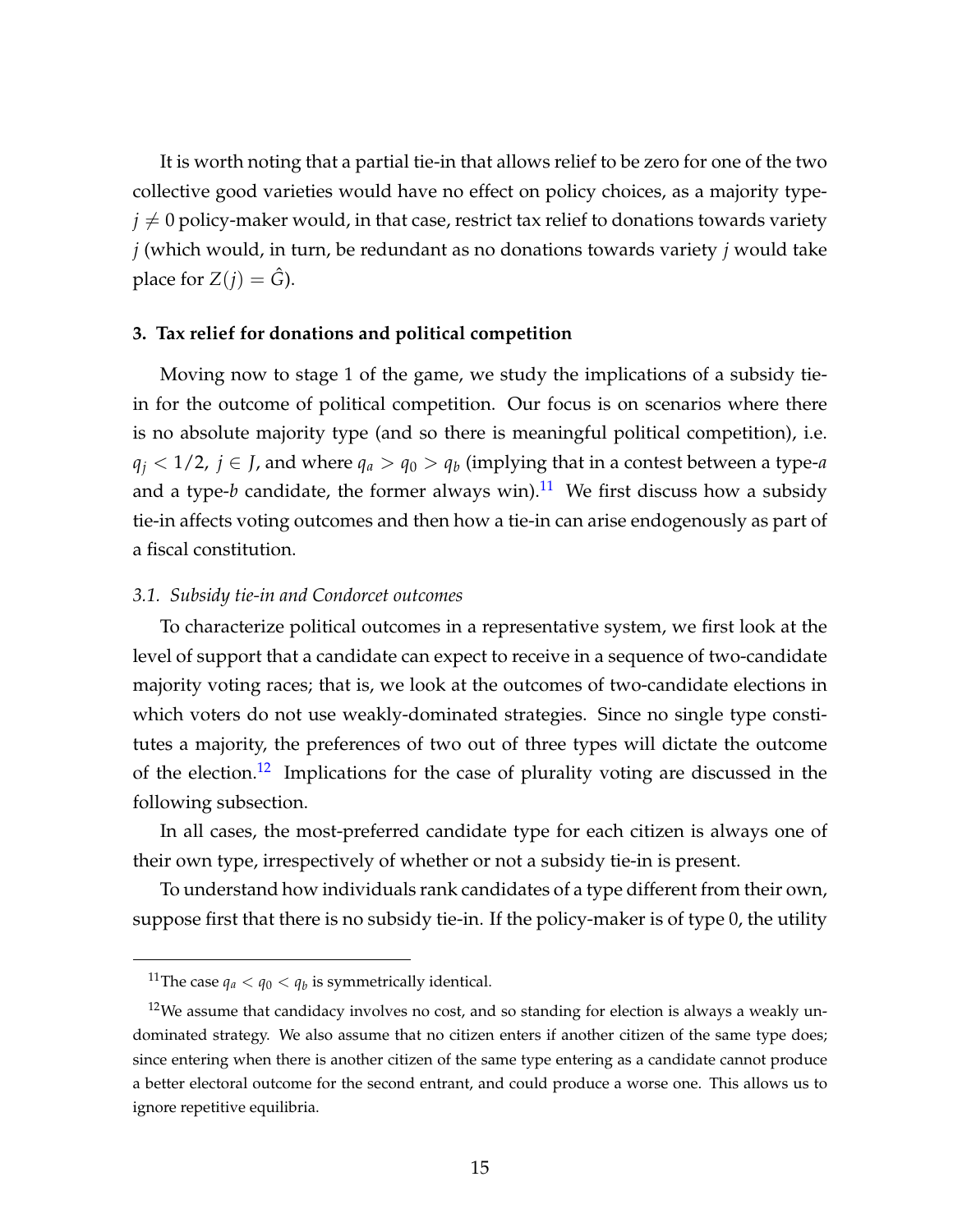It is worth noting that a partial tie-in that allows relief to be zero for one of the two collective good varieties would have no effect on policy choices, as a majority type-$j \neq 0$ policy-maker would, in that case, restrict tax relief to donations towards variety $j$ (which would, in turn, be redundant as no donations towards variety $j$ would take place for $Z(j) = \hat{G}$).

### 3. Tax relief for donations and political competition

Moving now to stage 1 of the game, we study the implications of a subsidy tie-in for the outcome of political competition. Our focus is on scenarios where there is no absolute majority type (and so there is meaningful political competition), i.e. $q_j < 1/2$, $j \in J$, and where $q_a > q_0 > q_b$ (implying that in a contest between a type-$a$ and a type-$b$ candidate, the former always win).[11] We first discuss how a subsidy tie-in affects voting outcomes and then how a tie-in can arise endogenously as part of a fiscal constitution.

#### *3.1. Subsidy tie-in and Condorcet outcomes*

To characterize political outcomes in a representative system, we first look at the level of support that a candidate can expect to receive in a sequence of two-candidate majority voting races; that is, we look at the outcomes of two-candidate elections in which voters do not use weakly-dominated strategies. Since no single type constitutes a majority, the preferences of two out of three types will dictate the outcome of the election.[12] Implications for the case of plurality voting are discussed in the following subsection.

In all cases, the most-preferred candidate type for each citizen is always one of their own type, irrespectively of whether or not a subsidy tie-in is present.

To understand how individuals rank candidates of a type different from their own, suppose first that there is no subsidy tie-in. If the policy-maker is of type 0, the utility

[11] The case $q_a < q_0 < q_b$ is symmetrically identical.

[12] We assume that candidacy involves no cost, and so standing for election is always a weakly undominated strategy. We also assume that no citizen enters if another citizen of the same type does; since entering when there is another citizen of the same type entering as a candidate cannot produce a better electoral outcome for the second entrant, and could produce a worse one. This allows us to ignore repetitive equilibria.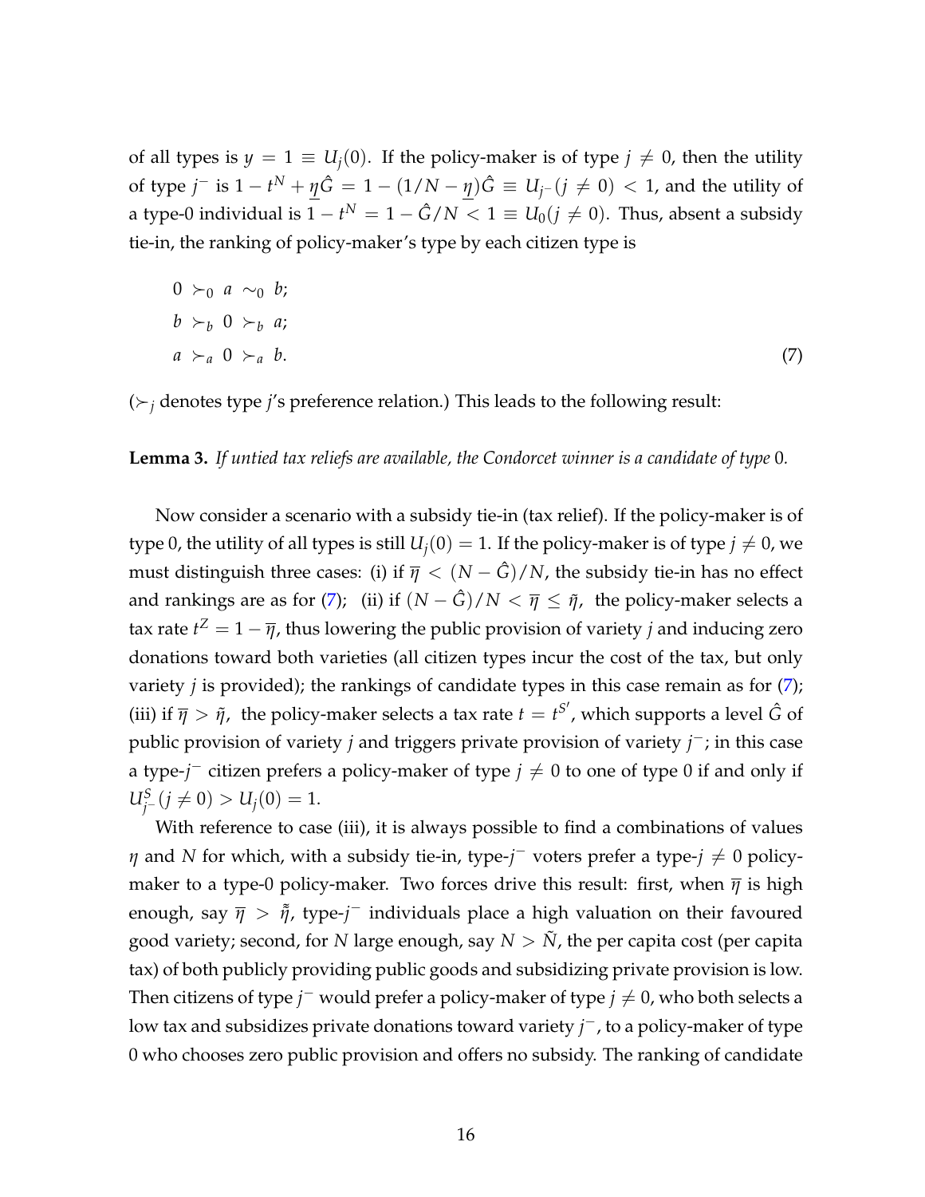of all types is $y = 1 \equiv U_j(0)$. If the policy-maker is of type $j \neq 0$, then the utility of type $j^-$ is $1 - t^N + \underline{\eta}\hat{G} = 1 - (1/N - \underline{\eta})\hat{G} \equiv U_{j^-}(j \neq 0) < 1$, and the utility of a type-0 individual is $1 - t^N = 1 - \hat{G}/N < 1 \equiv U_0(j \neq 0)$. Thus, absent a subsidy tie-in, the ranking of policy-maker's type by each citizen type is

$$
\begin{aligned}
& 0 \succ_0 a \sim_0 b; \\
& b \succ_b 0 \succ_b a; \\
& a \succ_a 0 \succ_a b.
\end{aligned}
\tag{7}
$$

($\succ_j$ denotes type $j$'s preference relation.) This leads to the following result:

**Lemma 3.** *If untied tax reliefs are available, the Condorcet winner is a candidate of type* 0*.*

Now consider a scenario with a subsidy tie-in (tax relief). If the policy-maker is of type 0, the utility of all types is still $U_j(0) = 1$. If the policy-maker is of type $j \neq 0$, we must distinguish three cases: (i) if $\overline{\eta} < (N - \hat{G})/N$, the subsidy tie-in has no effect and rankings are as for (7); (ii) if $(N - \hat{G})/N < \overline{\eta} \leq \tilde{\eta}$, the policy-maker selects a tax rate $t^Z = 1 - \overline{\eta}$, thus lowering the public provision of variety $j$ and inducing zero donations toward both varieties (all citizen types incur the cost of the tax, but only variety $j$ is provided); the rankings of candidate types in this case remain as for (7); (iii) if $\overline{\eta} > \tilde{\eta}$, the policy-maker selects a tax rate $t = t^{S'}$, which supports a level $\hat{G}$ of public provision of variety $j$ and triggers private provision of variety $j^-$; in this case a type-$j^-$ citizen prefers a policy-maker of type $j \neq 0$ to one of type 0 if and only if $U^S_{j^-}(j \neq 0) > U_j(0) = 1$.

With reference to case (iii), it is always possible to find a combinations of values $\eta$ and $N$ for which, with a subsidy tie-in, type-$j^-$ voters prefer a type-$j \neq 0$ policy-maker to a type-0 policy-maker. Two forces drive this result: first, when $\overline{\eta}$ is high enough, say $\overline{\eta} > \tilde{\tilde{\eta}}$, type-$j^-$ individuals place a high valuation on their favoured good variety; second, for $N$ large enough, say $N > \tilde{N}$, the per capita cost (per capita tax) of both publicly providing public goods and subsidizing private provision is low. Then citizens of type $j^-$ would prefer a policy-maker of type $j \neq 0$, who both selects a low tax and subsidizes private donations toward variety $j^-$, to a policy-maker of type 0 who chooses zero public provision and offers no subsidy. The ranking of candidate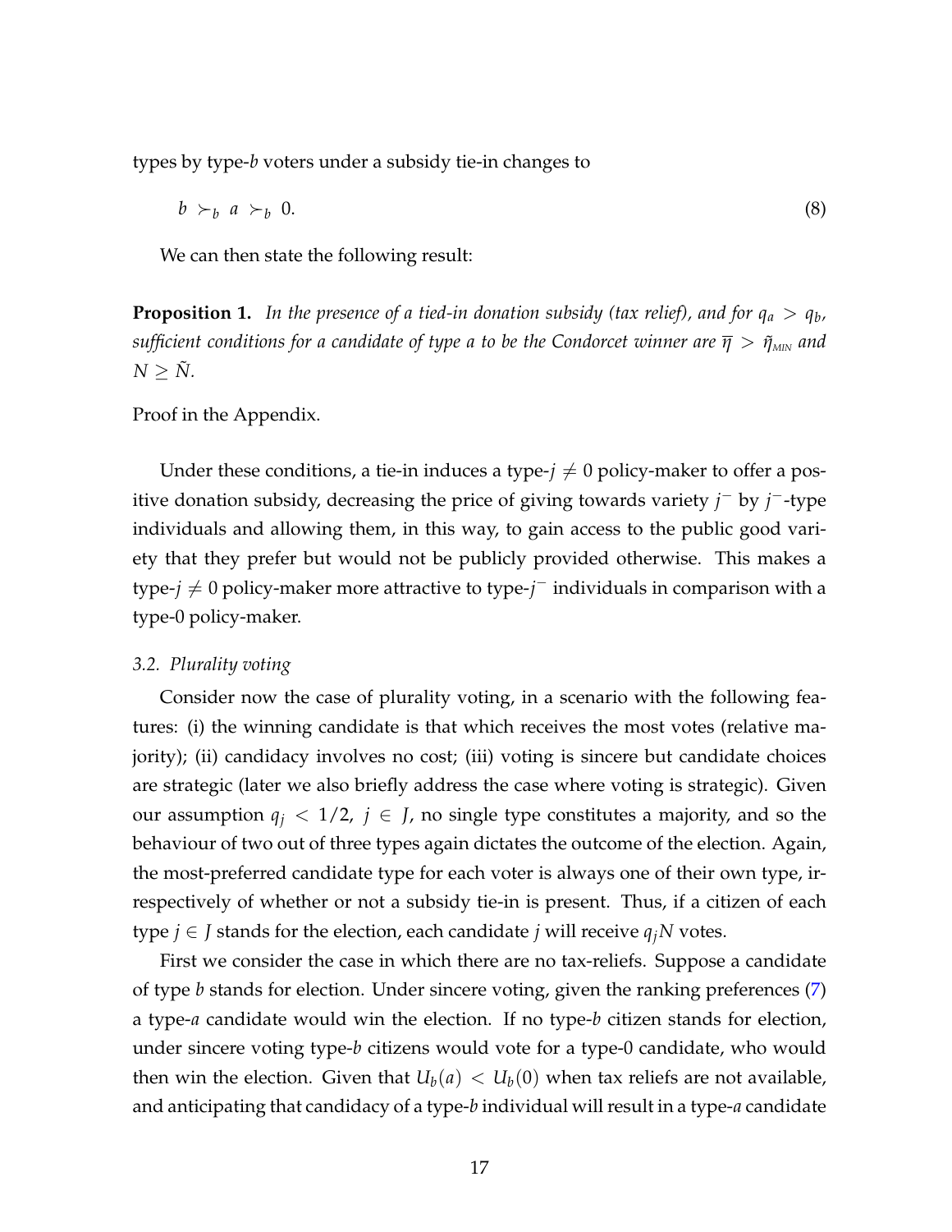types by type-$b$ voters under a subsidy tie-in changes to

$$b \succ_b a \succ_b 0. \tag{8}$$

We can then state the following result:

**Proposition 1.** *In the presence of a tied-in donation subsidy (tax relief), and for $q_a > q_b$, sufficient conditions for a candidate of type a to be the Condorcet winner are $\overline{\eta} > \tilde{\eta}_{MIN}$ and $N \geq \tilde{N}$.*

Proof in the Appendix.

Under these conditions, a tie-in induces a type-$j \neq 0$ policy-maker to offer a positive donation subsidy, decreasing the price of giving towards variety $j^-$ by $j^-$-type individuals and allowing them, in this way, to gain access to the public good variety that they prefer but would not be publicly provided otherwise. This makes a type-$j \neq 0$ policy-maker more attractive to type-$j^-$ individuals in comparison with a type-0 policy-maker.

### *3.2. Plurality voting*

Consider now the case of plurality voting, in a scenario with the following features: (i) the winning candidate is that which receives the most votes (relative majority); (ii) candidacy involves no cost; (iii) voting is sincere but candidate choices are strategic (later we also briefly address the case where voting is strategic). Given our assumption $q_j < 1/2$, $j \in J$, no single type constitutes a majority, and so the behaviour of two out of three types again dictates the outcome of the election. Again, the most-preferred candidate type for each voter is always one of their own type, irrespectively of whether or not a subsidy tie-in is present. Thus, if a citizen of each type $j \in J$ stands for the election, each candidate $j$ will receive $q_j N$ votes.

First we consider the case in which there are no tax-reliefs. Suppose a candidate of type $b$ stands for election. Under sincere voting, given the ranking preferences (7) a type-$a$ candidate would win the election. If no type-$b$ citizen stands for election, under sincere voting type-$b$ citizens would vote for a type-0 candidate, who would then win the election. Given that $U_b(a) < U_b(0)$ when tax reliefs are not available, and anticipating that candidacy of a type-$b$ individual will result in a type-$a$ candidate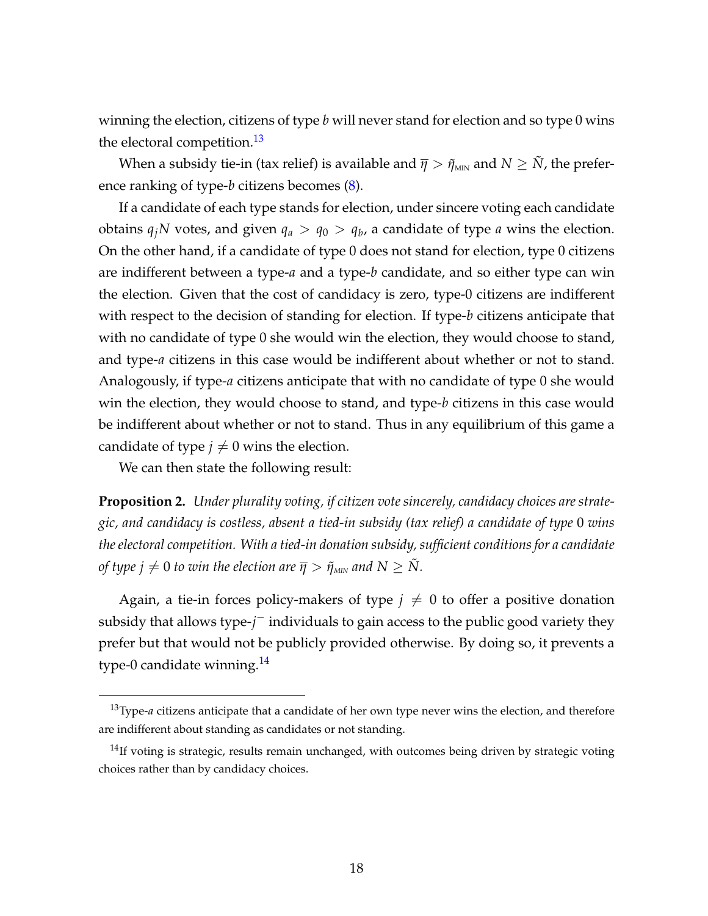winning the election, citizens of type $b$ will never stand for election and so type 0 wins the electoral competition.[13]

When a subsidy tie-in (tax relief) is available and $\overline{\eta} > \tilde{\eta}_{\text{MIN}}$ and $N \geq \tilde{N}$, the preference ranking of type-$b$ citizens becomes (8).

If a candidate of each type stands for election, under sincere voting each candidate obtains $q_j N$ votes, and given $q_a > q_0 > q_b$, a candidate of type $a$ wins the election. On the other hand, if a candidate of type 0 does not stand for election, type 0 citizens are indifferent between a type-$a$ and a type-$b$ candidate, and so either type can win the election. Given that the cost of candidacy is zero, type-0 citizens are indifferent with respect to the decision of standing for election. If type-$b$ citizens anticipate that with no candidate of type 0 she would win the election, they would choose to stand, and type-$a$ citizens in this case would be indifferent about whether or not to stand. Analogously, if type-$a$ citizens anticipate that with no candidate of type 0 she would win the election, they would choose to stand, and type-$b$ citizens in this case would be indifferent about whether or not to stand. Thus in any equilibrium of this game a candidate of type $j \neq 0$ wins the election.

We can then state the following result:

**Proposition 2.** *Under plurality voting, if citizen vote sincerely, candidacy choices are strategic, and candidacy is costless, absent a tied-in subsidy (tax relief) a candidate of type* 0 *wins the electoral competition. With a tied-in donation subsidy, sufficient conditions for a candidate of type $j \neq 0$ to win the election are $\overline{\eta} > \tilde{\eta}_{\text{MIN}}$ and $N \geq \tilde{N}$.*

Again, a tie-in forces policy-makers of type $j \neq 0$ to offer a positive donation subsidy that allows type-$j^-$ individuals to gain access to the public good variety they prefer but that would not be publicly provided otherwise. By doing so, it prevents a type-0 candidate winning.[14]

---

[13] Type-$a$ citizens anticipate that a candidate of her own type never wins the election, and therefore are indifferent about standing as candidates or not standing.

[14] If voting is strategic, results remain unchanged, with outcomes being driven by strategic voting choices rather than by candidacy choices.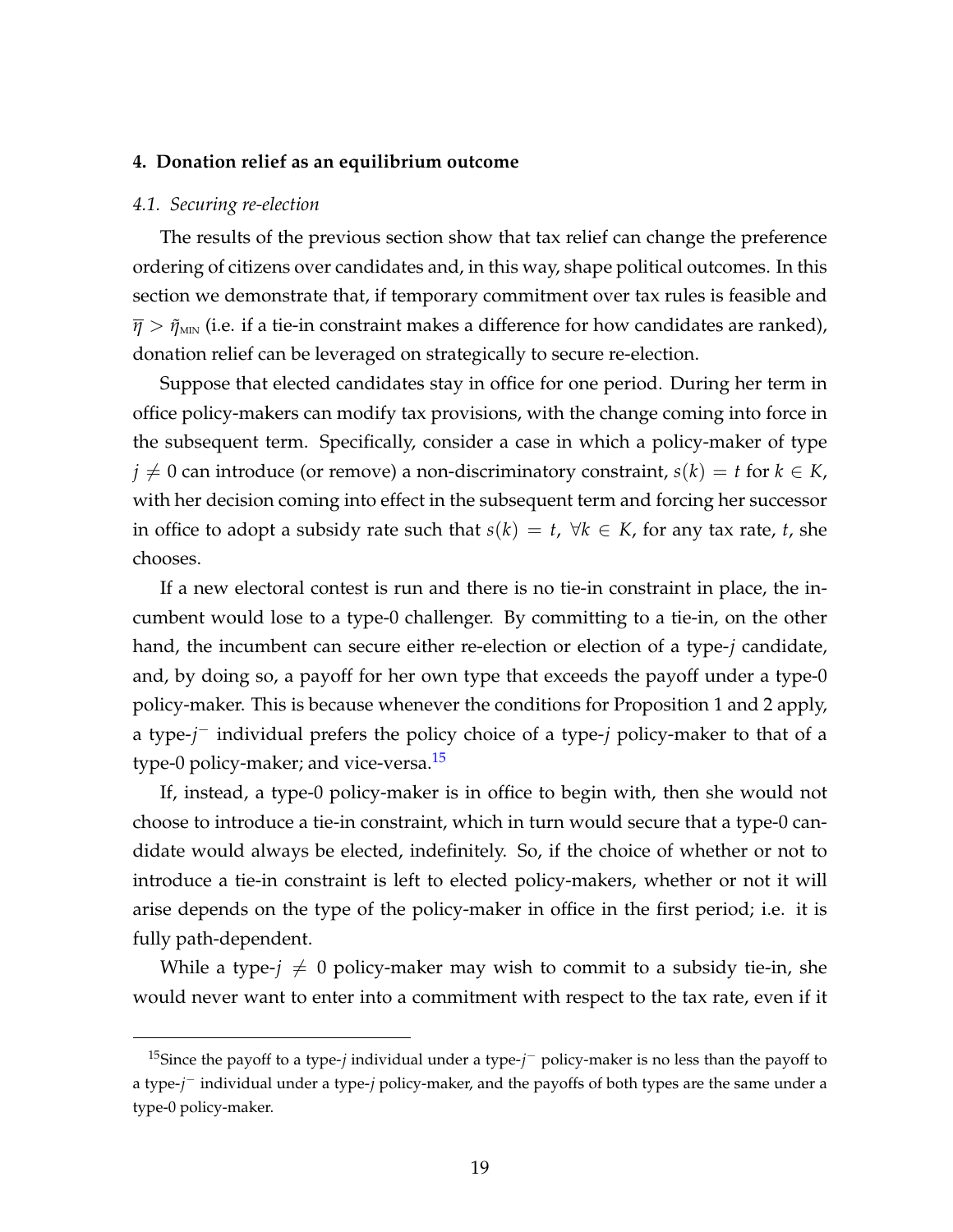## 4. Donation relief as an equilibrium outcome

### *4.1. Securing re-election*

The results of the previous section show that tax relief can change the preference ordering of citizens over candidates and, in this way, shape political outcomes. In this section we demonstrate that, if temporary commitment over tax rules is feasible and $\overline{\eta} > \tilde{\eta}_{\text{MIN}}$ (i.e. if a tie-in constraint makes a difference for how candidates are ranked), donation relief can be leveraged on strategically to secure re-election.

Suppose that elected candidates stay in office for one period. During her term in office policy-makers can modify tax provisions, with the change coming into force in the subsequent term. Specifically, consider a case in which a policy-maker of type $j \neq 0$ can introduce (or remove) a non-discriminatory constraint, $s(k) = t$ for $k \in K$, with her decision coming into effect in the subsequent term and forcing her successor in office to adopt a subsidy rate such that $s(k) = t$, $\forall k \in K$, for any tax rate, $t$, she chooses.

If a new electoral contest is run and there is no tie-in constraint in place, the incumbent would lose to a type-0 challenger. By committing to a tie-in, on the other hand, the incumbent can secure either re-election or election of a type-$j$ candidate, and, by doing so, a payoff for her own type that exceeds the payoff under a type-0 policy-maker. This is because whenever the conditions for Proposition 1 and 2 apply, a type-$j^-$ individual prefers the policy choice of a type-$j$ policy-maker to that of a type-0 policy-maker; and vice-versa.[15]

If, instead, a type-0 policy-maker is in office to begin with, then she would not choose to introduce a tie-in constraint, which in turn would secure that a type-0 candidate would always be elected, indefinitely. So, if the choice of whether or not to introduce a tie-in constraint is left to elected policy-makers, whether or not it will arise depends on the type of the policy-maker in office in the first period; i.e. it is fully path-dependent.

While a type-$j \neq 0$ policy-maker may wish to commit to a subsidy tie-in, she would never want to enter into a commitment with respect to the tax rate, even if it

[15] Since the payoff to a type-$j$ individual under a type-$j^-$ policy-maker is no less than the payoff to a type-$j^-$ individual under a type-$j$ policy-maker, and the payoffs of both types are the same under a type-0 policy-maker.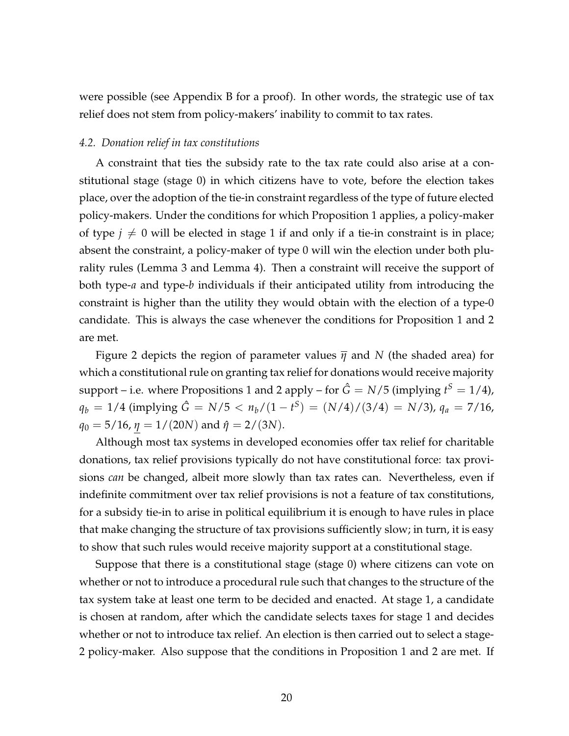were possible (see Appendix B for a proof). In other words, the strategic use of tax relief does not stem from policy-makers' inability to commit to tax rates.

### *4.2. Donation relief in tax constitutions*

A constraint that ties the subsidy rate to the tax rate could also arise at a constitutional stage (stage 0) in which citizens have to vote, before the election takes place, over the adoption of the tie-in constraint regardless of the type of future elected policy-makers. Under the conditions for which Proposition 1 applies, a policy-maker of type $j \neq 0$ will be elected in stage 1 if and only if a tie-in constraint is in place; absent the constraint, a policy-maker of type 0 will win the election under both plurality rules (Lemma 3 and Lemma 4). Then a constraint will receive the support of both type-$a$ and type-$b$ individuals if their anticipated utility from introducing the constraint is higher than the utility they would obtain with the election of a type-0 candidate. This is always the case whenever the conditions for Proposition 1 and 2 are met.

Figure 2 depicts the region of parameter values $\overline{\eta}$ and $N$ (the shaded area) for which a constitutional rule on granting tax relief for donations would receive majority support – i.e. where Propositions 1 and 2 apply – for $\hat{G} = N/5$ (implying $t^S = 1/4$), $q_b = 1/4$ (implying $\hat{G} = N/5 < n_b/(1-t^S) = (N/4)/(3/4) = N/3$), $q_a = 7/16$, $q_0 = 5/16$, $\underline{\eta} = 1/(20N)$ and $\hat{\eta} = 2/(3N)$.

Although most tax systems in developed economies offer tax relief for charitable donations, tax relief provisions typically do not have constitutional force: tax provisions *can* be changed, albeit more slowly than tax rates can. Nevertheless, even if indefinite commitment over tax relief provisions is not a feature of tax constitutions, for a subsidy tie-in to arise in political equilibrium it is enough to have rules in place that make changing the structure of tax provisions sufficiently slow; in turn, it is easy to show that such rules would receive majority support at a constitutional stage.

Suppose that there is a constitutional stage (stage 0) where citizens can vote on whether or not to introduce a procedural rule such that changes to the structure of the tax system take at least one term to be decided and enacted. At stage 1, a candidate is chosen at random, after which the candidate selects taxes for stage 1 and decides whether or not to introduce tax relief. An election is then carried out to select a stage-2 policy-maker. Also suppose that the conditions in Proposition 1 and 2 are met. If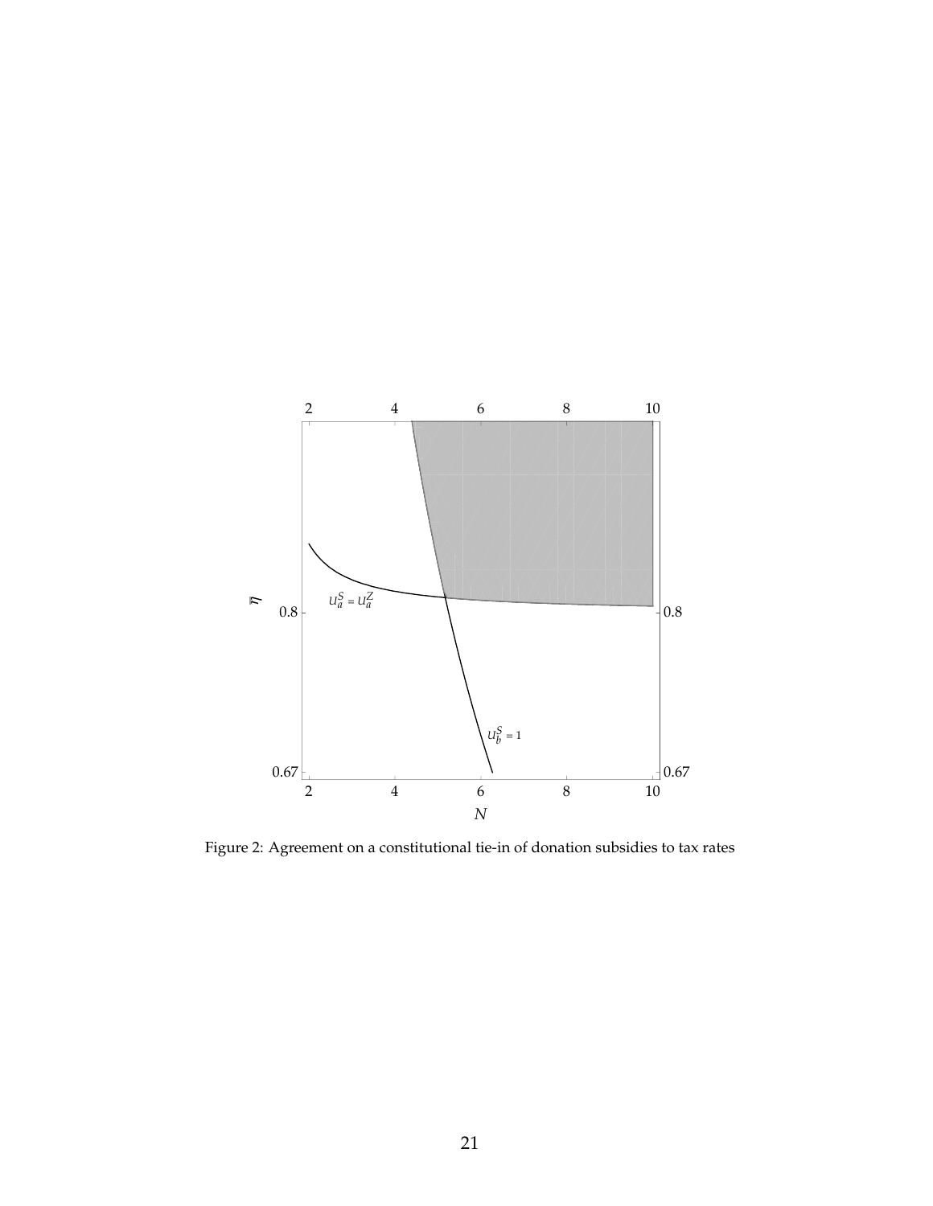Figure 2: Agreement on a constitutional tie-in of donation subsidies to tax rates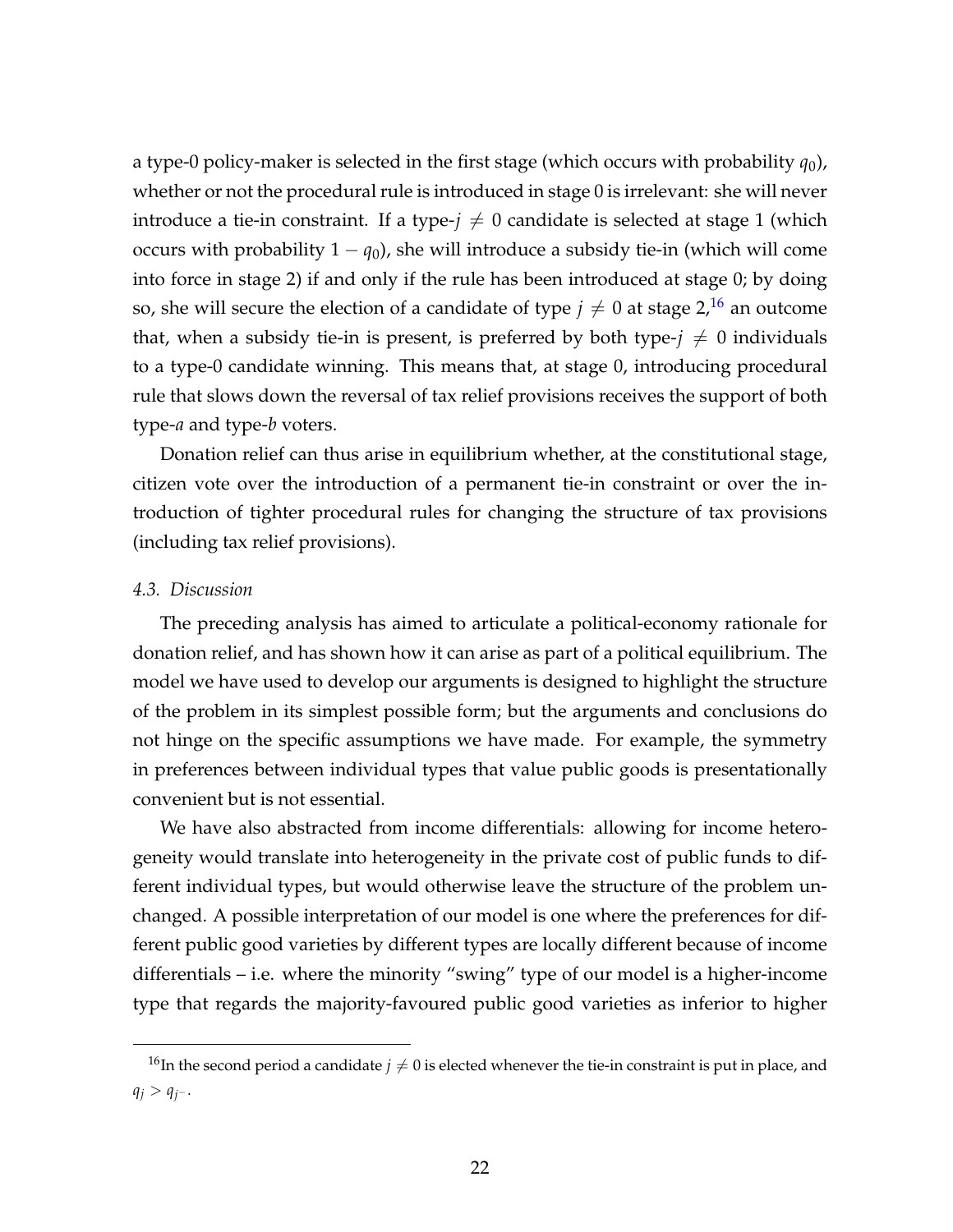a type-0 policy-maker is selected in the first stage (which occurs with probability $q_0$), whether or not the procedural rule is introduced in stage 0 is irrelevant: she will never introduce a tie-in constraint. If a type-$j \neq 0$ candidate is selected at stage 1 (which occurs with probability $1 - q_0$), she will introduce a subsidy tie-in (which will come into force in stage 2) if and only if the rule has been introduced at stage 0; by doing so, she will secure the election of a candidate of type $j \neq 0$ at stage 2,[16] an outcome that, when a subsidy tie-in is present, is preferred by both type-$j \neq 0$ individuals to a type-0 candidate winning. This means that, at stage 0, introducing procedural rule that slows down the reversal of tax relief provisions receives the support of both type-$a$ and type-$b$ voters.

Donation relief can thus arise in equilibrium whether, at the constitutional stage, citizen vote over the introduction of a permanent tie-in constraint or over the introduction of tighter procedural rules for changing the structure of tax provisions (including tax relief provisions).

*4.3. Discussion*

The preceding analysis has aimed to articulate a political-economy rationale for donation relief, and has shown how it can arise as part of a political equilibrium. The model we have used to develop our arguments is designed to highlight the structure of the problem in its simplest possible form; but the arguments and conclusions do not hinge on the specific assumptions we have made. For example, the symmetry in preferences between individual types that value public goods is presentationally convenient but is not essential.

We have also abstracted from income differentials: allowing for income heterogeneity would translate into heterogeneity in the private cost of public funds to different individual types, but would otherwise leave the structure of the problem unchanged. A possible interpretation of our model is one where the preferences for different public good varieties by different types are locally different because of income differentials – i.e. where the minority "swing" type of our model is a higher-income type that regards the majority-favoured public good varieties as inferior to higher

[16] In the second period a candidate $j \neq 0$ is elected whenever the tie-in constraint is put in place, and $q_j > q_{j^-}$.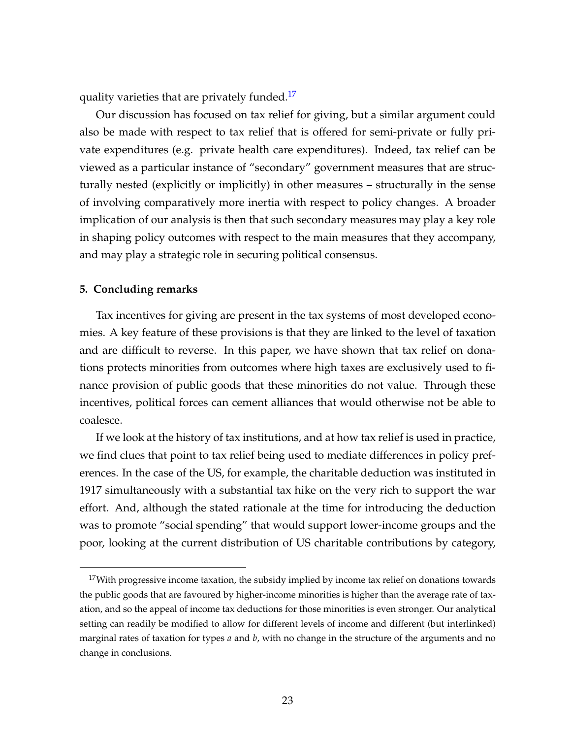quality varieties that are privately funded.[17]

Our discussion has focused on tax relief for giving, but a similar argument could also be made with respect to tax relief that is offered for semi-private or fully private expenditures (e.g. private health care expenditures). Indeed, tax relief can be viewed as a particular instance of "secondary" government measures that are structurally nested (explicitly or implicitly) in other measures – structurally in the sense of involving comparatively more inertia with respect to policy changes. A broader implication of our analysis is then that such secondary measures may play a key role in shaping policy outcomes with respect to the main measures that they accompany, and may play a strategic role in securing political consensus.

## 5. Concluding remarks

Tax incentives for giving are present in the tax systems of most developed economies. A key feature of these provisions is that they are linked to the level of taxation and are difficult to reverse. In this paper, we have shown that tax relief on donations protects minorities from outcomes where high taxes are exclusively used to finance provision of public goods that these minorities do not value. Through these incentives, political forces can cement alliances that would otherwise not be able to coalesce.

If we look at the history of tax institutions, and at how tax relief is used in practice, we find clues that point to tax relief being used to mediate differences in policy preferences. In the case of the US, for example, the charitable deduction was instituted in 1917 simultaneously with a substantial tax hike on the very rich to support the war effort. And, although the stated rationale at the time for introducing the deduction was to promote "social spending" that would support lower-income groups and the poor, looking at the current distribution of US charitable contributions by category,

---

[17] With progressive income taxation, the subsidy implied by income tax relief on donations towards the public goods that are favoured by higher-income minorities is higher than the average rate of taxation, and so the appeal of income tax deductions for those minorities is even stronger. Our analytical setting can readily be modified to allow for different levels of income and different (but interlinked) marginal rates of taxation for types $a$ and $b$, with no change in the structure of the arguments and no change in conclusions.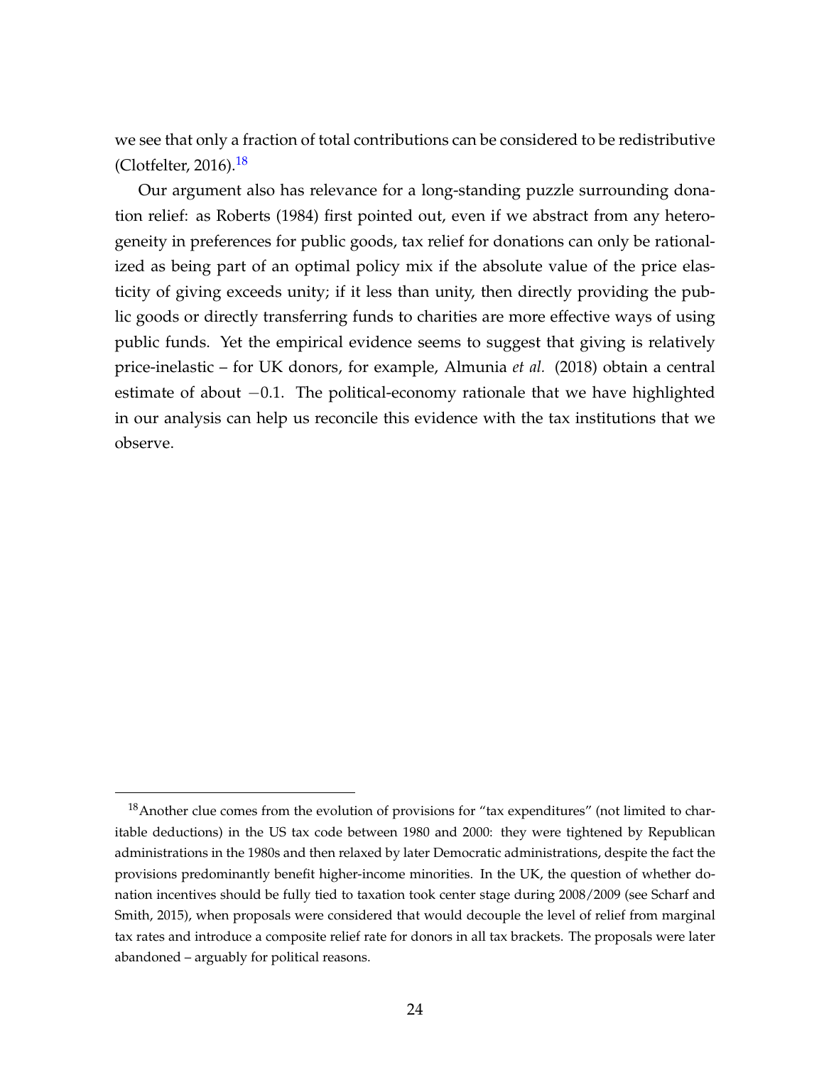we see that only a fraction of total contributions can be considered to be redistributive (Clotfelter, 2016).[18]

Our argument also has relevance for a long-standing puzzle surrounding donation relief: as Roberts (1984) first pointed out, even if we abstract from any heterogeneity in preferences for public goods, tax relief for donations can only be rationalized as being part of an optimal policy mix if the absolute value of the price elasticity of giving exceeds unity; if it less than unity, then directly providing the public goods or directly transferring funds to charities are more effective ways of using public funds. Yet the empirical evidence seems to suggest that giving is relatively price-inelastic – for UK donors, for example, Almunia *et al.* (2018) obtain a central estimate of about $-0.1$. The political-economy rationale that we have highlighted in our analysis can help us reconcile this evidence with the tax institutions that we observe.

---

[18] Another clue comes from the evolution of provisions for "tax expenditures" (not limited to charitable deductions) in the US tax code between 1980 and 2000: they were tightened by Republican administrations in the 1980s and then relaxed by later Democratic administrations, despite the fact the provisions predominantly benefit higher-income minorities. In the UK, the question of whether donation incentives should be fully tied to taxation took center stage during 2008/2009 (see Scharf and Smith, 2015), when proposals were considered that would decouple the level of relief from marginal tax rates and introduce a composite relief rate for donors in all tax brackets. The proposals were later abandoned – arguably for political reasons.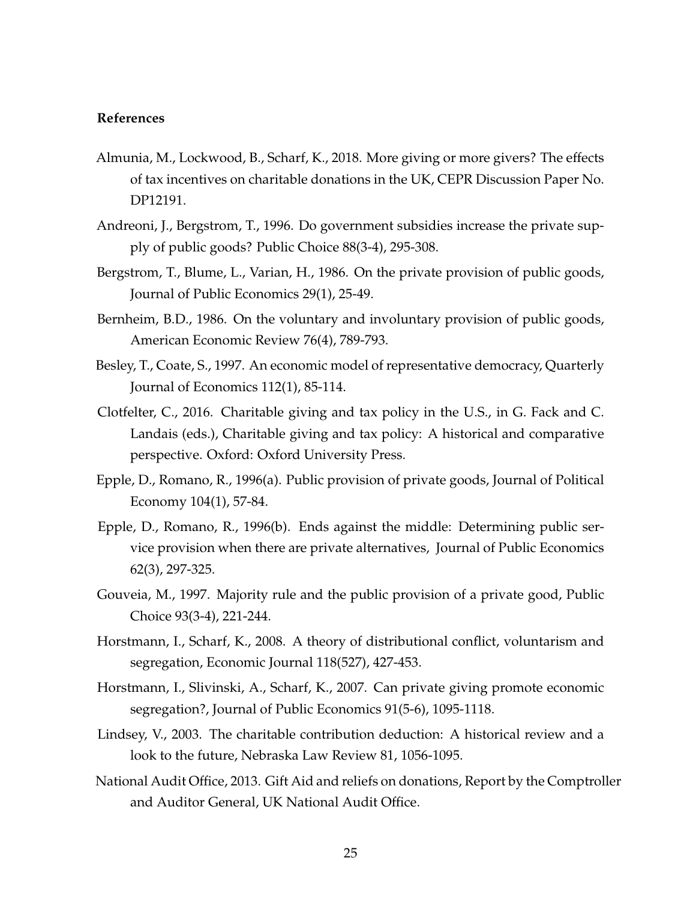**References**

Almunia, M., Lockwood, B., Scharf, K., 2018. More giving or more givers? The effects of tax incentives on charitable donations in the UK, CEPR Discussion Paper No. DP12191.

Andreoni, J., Bergstrom, T., 1996. Do government subsidies increase the private supply of public goods? Public Choice 88(3-4), 295-308.

Bergstrom, T., Blume, L., Varian, H., 1986. On the private provision of public goods, Journal of Public Economics 29(1), 25-49.

Bernheim, B.D., 1986. On the voluntary and involuntary provision of public goods, American Economic Review 76(4), 789-793.

Besley, T., Coate, S., 1997. An economic model of representative democracy, Quarterly Journal of Economics 112(1), 85-114.

Clotfelter, C., 2016. Charitable giving and tax policy in the U.S., in G. Fack and C. Landais (eds.), Charitable giving and tax policy: A historical and comparative perspective. Oxford: Oxford University Press.

Epple, D., Romano, R., 1996(a). Public provision of private goods, Journal of Political Economy 104(1), 57-84.

Epple, D., Romano, R., 1996(b). Ends against the middle: Determining public service provision when there are private alternatives, Journal of Public Economics 62(3), 297-325.

Gouveia, M., 1997. Majority rule and the public provision of a private good, Public Choice 93(3-4), 221-244.

Horstmann, I., Scharf, K., 2008. A theory of distributional conflict, voluntarism and segregation, Economic Journal 118(527), 427-453.

Horstmann, I., Slivinski, A., Scharf, K., 2007. Can private giving promote economic segregation?, Journal of Public Economics 91(5-6), 1095-1118.

Lindsey, V., 2003. The charitable contribution deduction: A historical review and a look to the future, Nebraska Law Review 81, 1056-1095.

National Audit Office, 2013. Gift Aid and reliefs on donations, Report by the Comptroller and Auditor General, UK National Audit Office.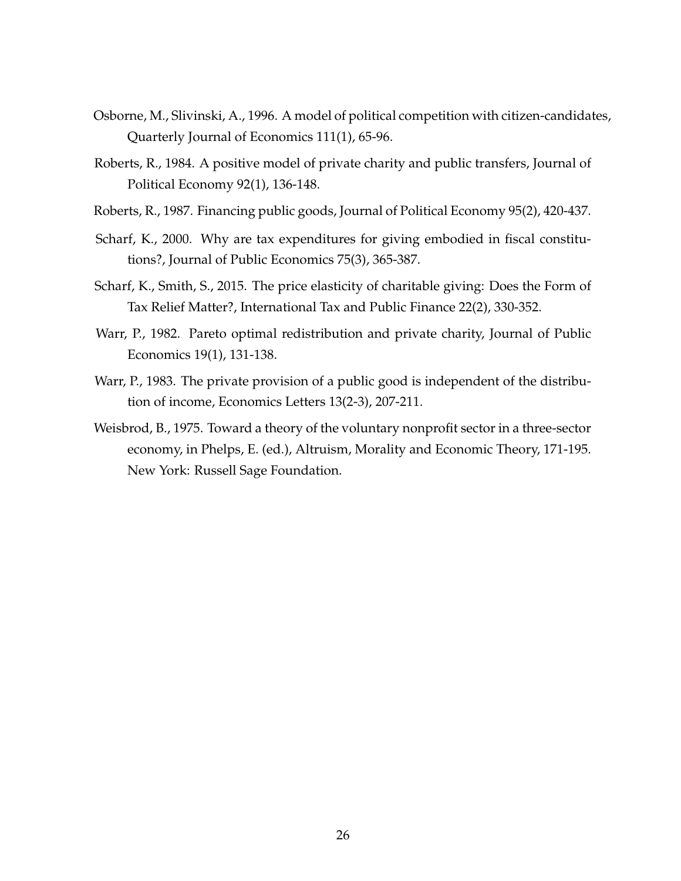Osborne, M., Slivinski, A., 1996. A model of political competition with citizen-candidates, Quarterly Journal of Economics 111(1), 65-96.

Roberts, R., 1984. A positive model of private charity and public transfers, Journal of Political Economy 92(1), 136-148.

Roberts, R., 1987. Financing public goods, Journal of Political Economy 95(2), 420-437.

Scharf, K., 2000. Why are tax expenditures for giving embodied in fiscal constitutions?, Journal of Public Economics 75(3), 365-387.

Scharf, K., Smith, S., 2015. The price elasticity of charitable giving: Does the Form of Tax Relief Matter?, International Tax and Public Finance 22(2), 330-352.

Warr, P., 1982. Pareto optimal redistribution and private charity, Journal of Public Economics 19(1), 131-138.

Warr, P., 1983. The private provision of a public good is independent of the distribution of income, Economics Letters 13(2-3), 207-211.

Weisbrod, B., 1975. Toward a theory of the voluntary nonprofit sector in a three-sector economy, in Phelps, E. (ed.), Altruism, Morality and Economic Theory, 171-195. New York: Russell Sage Foundation.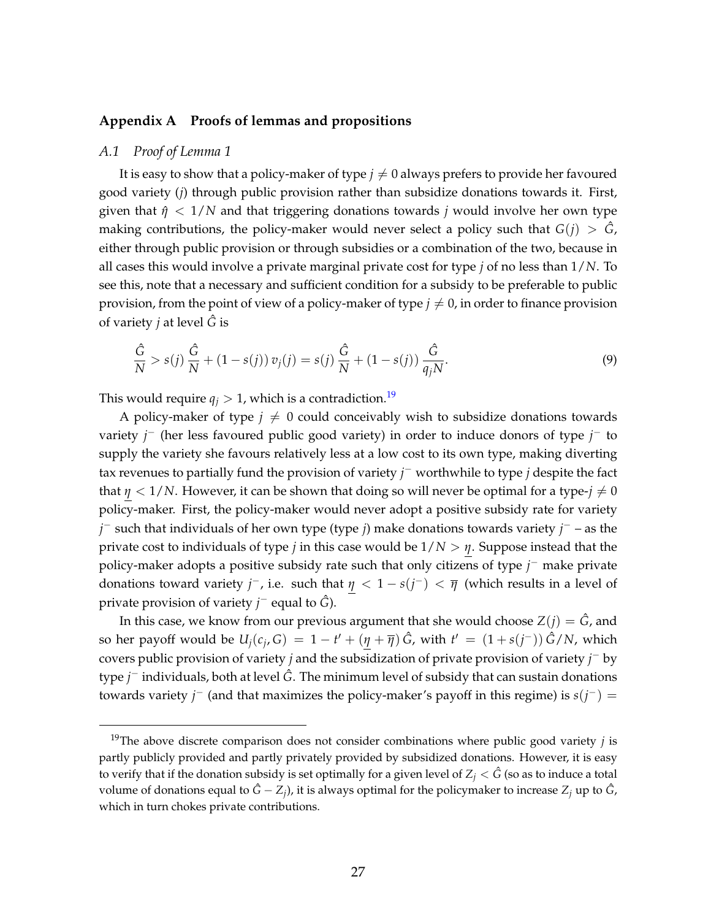## Appendix A Proofs of lemmas and propositions

### *A.1 Proof of Lemma 1*

It is easy to show that a policy-maker of type $j \neq 0$ always prefers to provide her favoured good variety ($j$) through public provision rather than subsidize donations towards it. First, given that $\hat{\eta} < 1/N$ and that triggering donations towards $j$ would involve her own type making contributions, the policy-maker would never select a policy such that $G(j) > \hat{G}$, either through public provision or through subsidies or a combination of the two, because in all cases this would involve a private marginal private cost for type $j$ of no less than $1/N$. To see this, note that a necessary and sufficient condition for a subsidy to be preferable to public provision, from the point of view of a policy-maker of type $j \neq 0$, in order to finance provision of variety $j$ at level $\hat{G}$ is

$$\frac{\hat{G}}{N} > s(j)\,\frac{\hat{G}}{N} + (1 - s(j))\,v_j(j) = s(j)\,\frac{\hat{G}}{N} + (1 - s(j))\,\frac{\hat{G}}{q_j N}. \tag{9}$$

This would require $q_j > 1$, which is a contradiction.[19]

A policy-maker of type $j \neq 0$ could conceivably wish to subsidize donations towards variety $j^-$ (her less favoured public good variety) in order to induce donors of type $j^-$ to supply the variety she favours relatively less at a low cost to its own type, making diverting tax revenues to partially fund the provision of variety $j^-$ worthwhile to type $j$ despite the fact that $\underline{\eta} < 1/N$. However, it can be shown that doing so will never be optimal for a type-$j \neq 0$ policy-maker. First, the policy-maker would never adopt a positive subsidy rate for variety $j^-$ such that individuals of her own type (type $j$) make donations towards variety $j^-$ – as the private cost to individuals of type $j$ in this case would be $1/N > \underline{\eta}$. Suppose instead that the policy-maker adopts a positive subsidy rate such that only citizens of type $j^-$ make private donations toward variety $j^-$, i.e. such that $\underline{\eta} < 1 - s(j^-) < \overline{\eta}$ (which results in a level of private provision of variety $j^-$ equal to $\hat{G}$).

In this case, we know from our previous argument that she would choose $Z(j) = \hat{G}$, and so her payoff would be $U_j(c_j, G) = 1 - t' + (\underline{\eta} + \overline{\eta})\,\hat{G}$, with $t' = (1 + s(j^-))\,\hat{G}/N$, which covers public provision of variety $j$ and the subsidization of private provision of variety $j^-$ by type $j^-$ individuals, both at level $\hat{G}$. The minimum level of subsidy that can sustain donations towards variety $j^-$ (and that maximizes the policy-maker's payoff in this regime) is $s(j^-) =$

[19] The above discrete comparison does not consider combinations where public good variety $j$ is partly publicly provided and partly privately provided by subsidized donations. However, it is easy to verify that if the donation subsidy is set optimally for a given level of $Z_j < \hat{G}$ (so as to induce a total volume of donations equal to $\hat{G} - Z_j$), it is always optimal for the policymaker to increase $Z_j$ up to $\hat{G}$, which in turn chokes private contributions.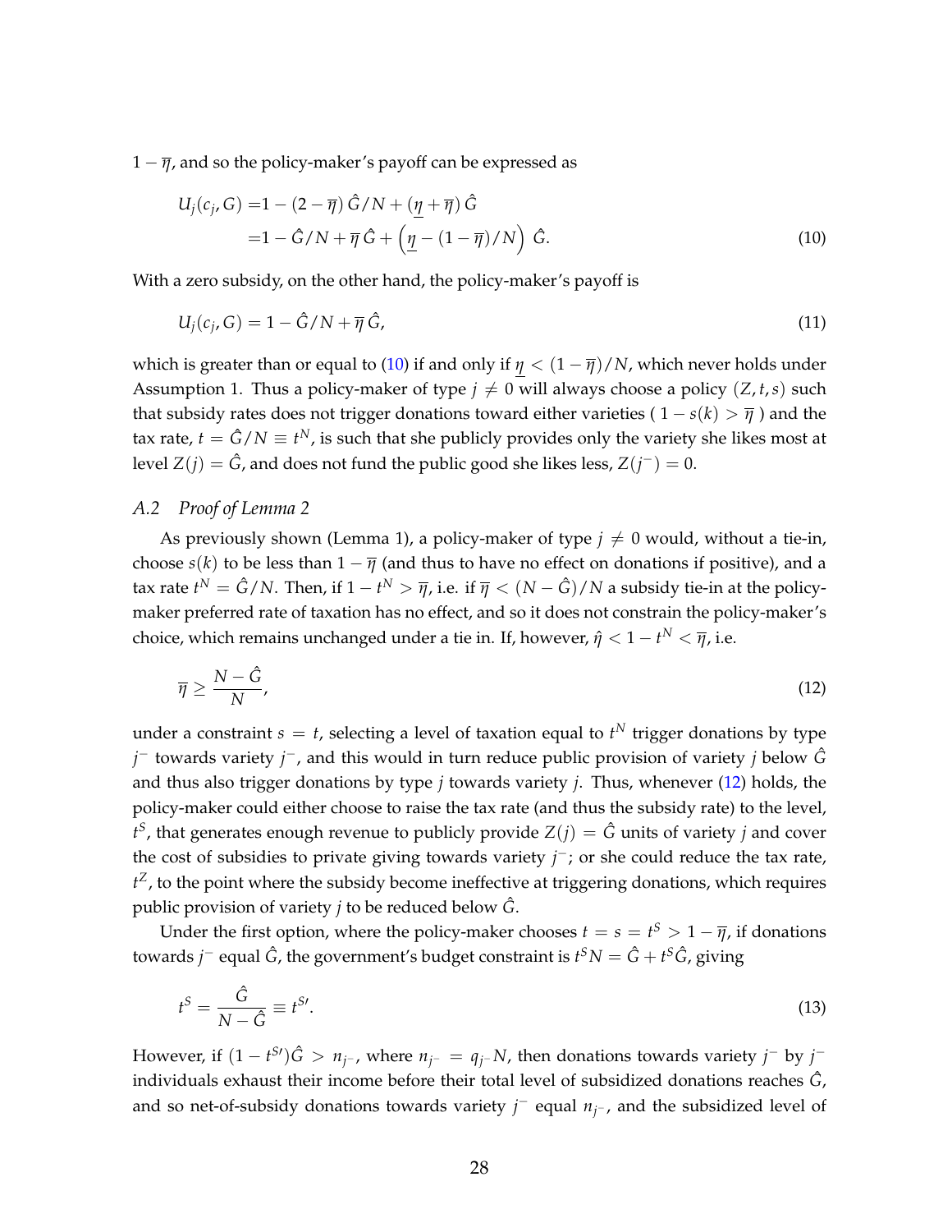$1 - \overline{\eta}$, and so the policy-maker's payoff can be expressed as

$$
\begin{aligned}
U_j(c_j, G) =& 1 - (2 - \overline{\eta})\, \hat{G}/N + (\underline{\eta} + \overline{\eta})\, \hat{G} \\
=& 1 - \hat{G}/N + \overline{\eta}\, \hat{G} + \left(\underline{\eta} - (1 - \overline{\eta})/N\right)\, \hat{G}.
\end{aligned} \tag{10}
$$

With a zero subsidy, on the other hand, the policy-maker's payoff is

$$
U_j(c_j, G) = 1 - \hat{G}/N + \overline{\eta}\, \hat{G}, \tag{11}
$$

which is greater than or equal to (10) if and only if $\underline{\eta} < (1 - \overline{\eta})/N$, which never holds under Assumption 1. Thus a policy-maker of type $j \neq 0$ will always choose a policy $(Z, t, s)$ such that subsidy rates does not trigger donations toward either varieties ( $1 - s(k) > \overline{\eta}$ ) and the tax rate, $t = \hat{G}/N \equiv t^N$, is such that she publicly provides only the variety she likes most at level $Z(j) = \hat{G}$, and does not fund the public good she likes less, $Z(j^-) = 0$.

## *A.2 Proof of Lemma 2*

As previously shown (Lemma 1), a policy-maker of type $j \neq 0$ would, without a tie-in, choose $s(k)$ to be less than $1 - \overline{\eta}$ (and thus to have no effect on donations if positive), and a tax rate $t^N = \hat{G}/N$. Then, if $1 - t^N > \overline{\eta}$, i.e. if $\overline{\eta} < (N - \hat{G})/N$ a subsidy tie-in at the policy-maker preferred rate of taxation has no effect, and so it does not constrain the policy-maker's choice, which remains unchanged under a tie in. If, however, $\hat{\eta} < 1 - t^N < \overline{\eta}$, i.e.

$$
\overline{\eta} \geq \frac{N - \hat{G}}{N}, \tag{12}
$$

under a constraint $s = t$, selecting a level of taxation equal to $t^N$ trigger donations by type $j^-$ towards variety $j^-$, and this would in turn reduce public provision of variety $j$ below $\hat{G}$ and thus also trigger donations by type $j$ towards variety $j$. Thus, whenever (12) holds, the policy-maker could either choose to raise the tax rate (and thus the subsidy rate) to the level, $t^S$, that generates enough revenue to publicly provide $Z(j) = \hat{G}$ units of variety $j$ and cover the cost of subsidies to private giving towards variety $j^-$; or she could reduce the tax rate, $t^Z$, to the point where the subsidy become ineffective at triggering donations, which requires public provision of variety $j$ to be reduced below $\hat{G}$.

Under the first option, where the policy-maker chooses $t = s = t^S > 1 - \overline{\eta}$, if donations towards $j^-$ equal $\hat{G}$, the government's budget constraint is $t^S N = \hat{G} + t^S \hat{G}$, giving

$$
t^S = \frac{\hat{G}}{N - \hat{G}} \equiv t^{S\prime}. \tag{13}
$$

However, if $(1 - t^{S\prime})\hat{G} > n_{j^-}$, where $n_{j^-} = q_{j^-} N$, then donations towards variety $j^-$ by $j^-$ individuals exhaust their income before their total level of subsidized donations reaches $\hat{G}$, and so net-of-subsidy donations towards variety $j^-$ equal $n_{j^-}$, and the subsidized level of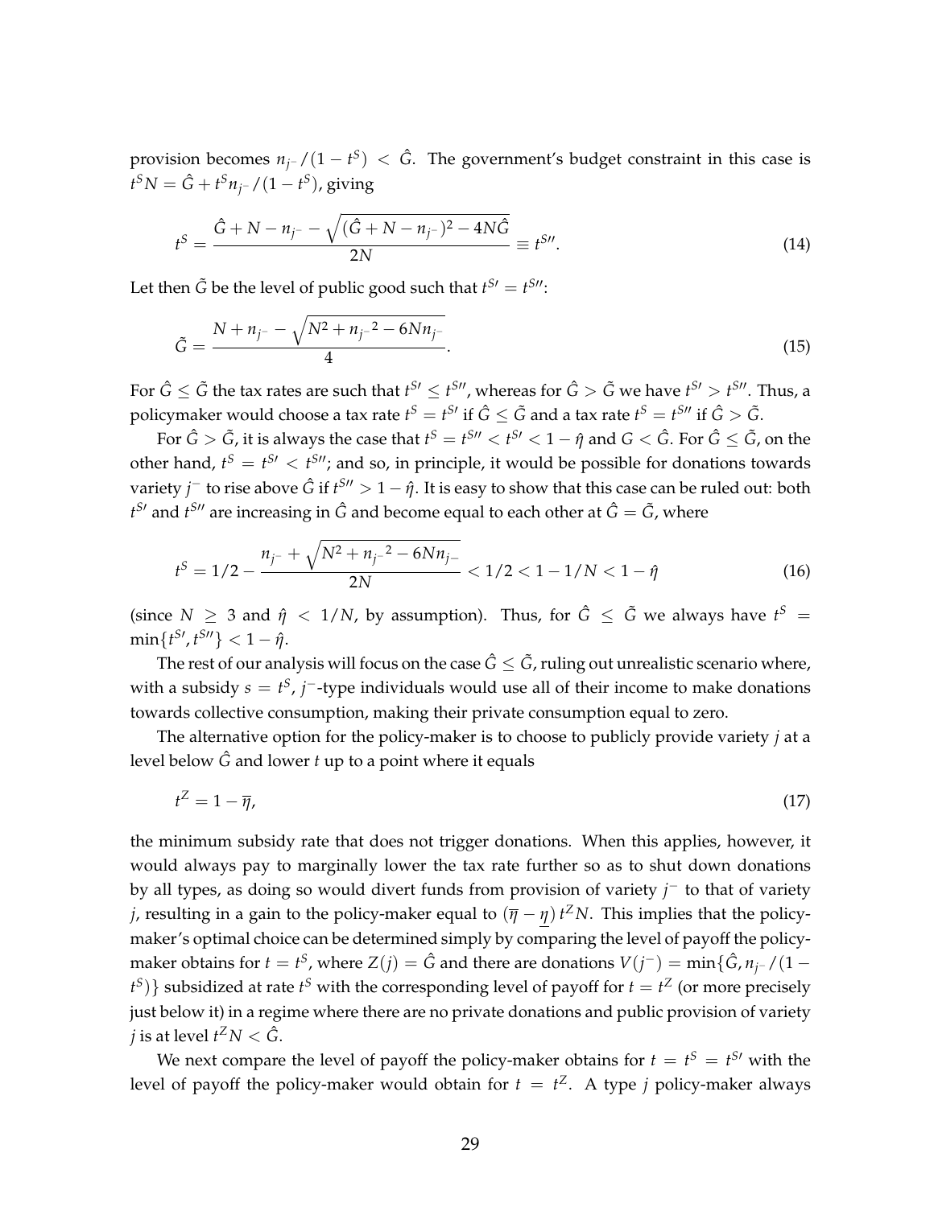provision becomes $n_{j^-}/(1-t^S) < \hat{G}$. The government's budget constraint in this case is $t^S N = \hat{G} + t^S n_{j^-}/(1-t^S)$, giving

$$t^S = \frac{\hat{G} + N - n_{j^-} - \sqrt{(\hat{G} + N - n_{j^-})^2 - 4N\hat{G}}}{2N} \equiv t^{S\prime\prime}. \tag{14}$$

Let then $\tilde{G}$ be the level of public good such that $t^{S\prime} = t^{S\prime\prime}$:

$$\tilde{G} = \frac{N + n_{j^-} - \sqrt{N^2 + {n_{j^-}}^2 - 6Nn_{j^-}}}{4}. \tag{15}$$

For $\hat{G} \leq \tilde{G}$ the tax rates are such that $t^{S\prime} \leq t^{S\prime\prime}$, whereas for $\hat{G} > \tilde{G}$ we have $t^{S\prime} > t^{S\prime\prime}$. Thus, a policymaker would choose a tax rate $t^S = t^{S\prime}$ if $\hat{G} \leq \tilde{G}$ and a tax rate $t^S = t^{S\prime\prime}$ if $\hat{G} > \tilde{G}$.

For $\hat{G} > \tilde{G}$, it is always the case that $t^S = t^{S\prime\prime} < t^{S\prime} < 1 - \hat{\eta}$ and $G < \hat{G}$. For $\hat{G} \leq \tilde{G}$, on the other hand, $t^S = t^{S\prime} < t^{S\prime\prime}$; and so, in principle, it would be possible for donations towards variety $j^-$ to rise above $\hat{G}$ if $t^{S\prime\prime} > 1 - \hat{\eta}$. It is easy to show that this case can be ruled out: both $t^{S\prime}$ and $t^{S\prime\prime}$ are increasing in $\hat{G}$ and become equal to each other at $\hat{G} = \tilde{G}$, where

$$t^S = 1/2 - \frac{n_{j^-} + \sqrt{N^2 + {n_{j^-}}^2 - 6Nn_{j_-}}}{2N} < 1/2 < 1 - 1/N < 1 - \hat{\eta} \tag{16}$$

(since $N \geq 3$ and $\hat{\eta} < 1/N$, by assumption). Thus, for $\hat{G} \leq \tilde{G}$ we always have $t^S = \min\{t^{S\prime}, t^{S\prime\prime}\} < 1 - \hat{\eta}$.

The rest of our analysis will focus on the case $\hat{G} \leq \tilde{G}$, ruling out unrealistic scenario where, with a subsidy $s = t^S$, $j^-$-type individuals would use all of their income to make donations towards collective consumption, making their private consumption equal to zero.

The alternative option for the policy-maker is to choose to publicly provide variety $j$ at a level below $\hat{G}$ and lower $t$ up to a point where it equals

$$t^Z = 1 - \overline{\eta}, \tag{17}$$

the minimum subsidy rate that does not trigger donations. When this applies, however, it would always pay to marginally lower the tax rate further so as to shut down donations by all types, as doing so would divert funds from provision of variety $j^-$ to that of variety $j$, resulting in a gain to the policy-maker equal to $(\overline{\eta} - \underline{\eta})\, t^Z N$. This implies that the policy-maker's optimal choice can be determined simply by comparing the level of payoff the policy-maker obtains for $t = t^S$, where $Z(j) = \hat{G}$ and there are donations $V(j^-) = \min\{\hat{G}, n_{j^-}/(1 - t^S)\}$ subsidized at rate $t^S$ with the corresponding level of payoff for $t = t^Z$ (or more precisely just below it) in a regime where there are no private donations and public provision of variety $j$ is at level $t^Z N < \hat{G}$.

We next compare the level of payoff the policy-maker obtains for $t = t^S = t^{S\prime}$ with the level of payoff the policy-maker would obtain for $t = t^Z$. A type $j$ policy-maker always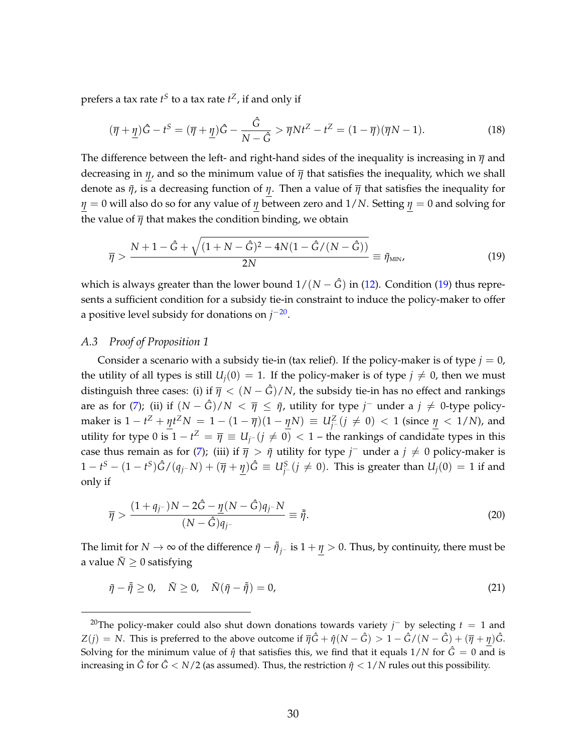prefers a tax rate $t^S$ to a tax rate $t^Z$, if and only if

$$(\overline{\eta} + \underline{\eta})\hat{G} - t^S = (\overline{\eta} + \underline{\eta})\hat{G} - \frac{\hat{G}}{N - \hat{G}} > \overline{\eta} N t^Z - t^Z = (1 - \overline{\eta})(\overline{\eta} N - 1). \tag{18}$$

The difference between the left- and right-hand sides of the inequality is increasing in $\overline{\eta}$ and decreasing in $\underline{\eta}$, and so the minimum value of $\overline{\eta}$ that satisfies the inequality, which we shall denote as $\tilde{\eta}$, is a decreasing function of $\underline{\eta}$. Then a value of $\overline{\eta}$ that satisfies the inequality for $\underline{\eta} = 0$ will also do so for any value of $\underline{\eta}$ between zero and $1/N$. Setting $\underline{\eta} = 0$ and solving for the value of $\overline{\eta}$ that makes the condition binding, we obtain

$$\overline{\eta} > \frac{N + 1 - \hat{G} + \sqrt{(1 + N - \hat{G})^2 - 4N(1 - \hat{G}/(N - \hat{G}))}}{2N} \equiv \tilde{\eta}_{\text{MIN}}, \tag{19}$$

which is always greater than the lower bound $1/(N - \hat{G})$ in (12). Condition (19) thus represents a sufficient condition for a subsidy tie-in constraint to induce the policy-maker to offer a positive level subsidy for donations on $j^{-}$[20].

### A.3 *Proof of Proposition 1*

Consider a scenario with a subsidy tie-in (tax relief). If the policy-maker is of type $j = 0$, the utility of all types is still $U_j(0) = 1$. If the policy-maker is of type $j \neq 0$, then we must distinguish three cases: (i) if $\overline{\eta} < (N - \hat{G})/N$, the subsidy tie-in has no effect and rankings are as for (7); (ii) if $(N - \hat{G})/N < \overline{\eta} \leq \tilde{\eta}$, utility for type $j^{-}$ under a $j \neq 0$-type policy-maker is $1 - t^Z + \underline{\eta} t^Z N = 1 - (1 - \overline{\eta})(1 - \underline{\eta} N) \equiv U^Z_{j^-}(j \neq 0) < 1$ (since $\underline{\eta} < 1/N$), and utility for type 0 is $1 - t^Z = \overline{\eta} \equiv U_{j^-}(j \neq 0) < 1$ – the rankings of candidate types in this case thus remain as for (7); (iii) if $\overline{\eta} > \tilde{\eta}$ utility for type $j^{-}$ under a $j \neq 0$ policy-maker is $1 - t^S - (1 - t^S)\hat{G}/(q_{j^-} N) + (\overline{\eta} + \underline{\eta})\hat{G} \equiv U^S_{j^-}(j \neq 0)$. This is greater than $U_j(0) = 1$ if and only if

$$\overline{\eta} > \frac{(1 + q_{j^-})N - 2\hat{G} - \underline{\eta}(N - \hat{G})q_{j^-}N}{(N - \hat{G})q_{j^-}} \equiv \tilde{\tilde{\eta}}. \tag{20}$$

The limit for $N \to \infty$ of the difference $\tilde{\eta} - \tilde{\tilde{\eta}}_{j^-}$ is $1 + \underline{\eta} > 0$. Thus, by continuity, there must be a value $\tilde{N} \geq 0$ satisfying

$$\tilde{\eta} - \tilde{\tilde{\eta}} \geq 0, \quad \tilde{N} \geq 0, \quad \tilde{N}(\tilde{\eta} - \tilde{\tilde{\eta}}) = 0, \tag{21}$$

---

[20] The policy-maker could also shut down donations towards variety $j^{-}$ by selecting $t = 1$ and $Z(j) = N$. This is preferred to the above outcome if $\overline{\eta}\hat{G} + \hat{\eta}(N - \hat{G}) > 1 - \hat{G}/(N - \hat{G}) + (\overline{\eta} + \underline{\eta})\hat{G}$. Solving for the minimum value of $\hat{\eta}$ that satisfies this, we find that it equals $1/N$ for $\hat{G} = 0$ and is increasing in $\hat{G}$ for $\hat{G} < N/2$ (as assumed). Thus, the restriction $\hat{\eta} < 1/N$ rules out this possibility.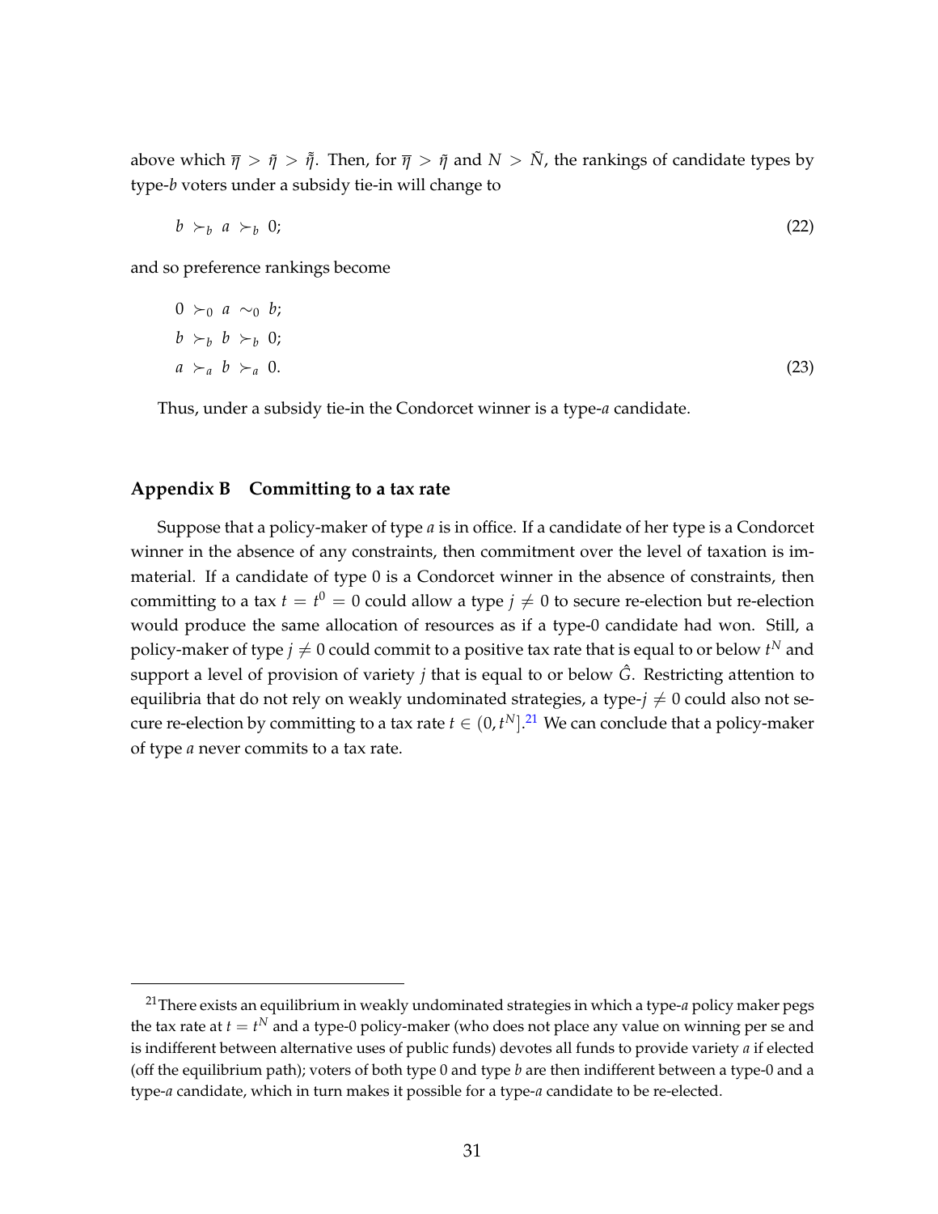above which $\overline{\eta} > \tilde{\eta} > \tilde{\tilde{\eta}}$. Then, for $\overline{\eta} > \tilde{\eta}$ and $N > \tilde{N}$, the rankings of candidate types by type-*b* voters under a subsidy tie-in will change to

$$b \succ_b a \succ_b 0; \tag{22}$$

and so preference rankings become

$$\begin{aligned} &0 \succ_0 a \sim_0 b; \\ &b \succ_b b \succ_b 0; \\ &a \succ_a b \succ_a 0. \end{aligned} \tag{23}$$

Thus, under a subsidy tie-in the Condorcet winner is a type-*a* candidate.

## Appendix B Committing to a tax rate

Suppose that a policy-maker of type *a* is in office. If a candidate of her type is a Condorcet winner in the absence of any constraints, then commitment over the level of taxation is immaterial. If a candidate of type 0 is a Condorcet winner in the absence of constraints, then committing to a tax $t = t^0 = 0$ could allow a type $j \neq 0$ to secure re-election but re-election would produce the same allocation of resources as if a type-0 candidate had won. Still, a policy-maker of type $j \neq 0$ could commit to a positive tax rate that is equal to or below $t^N$ and support a level of provision of variety $j$ that is equal to or below $\hat{G}$. Restricting attention to equilibria that do not rely on weakly undominated strategies, a type-$j \neq 0$ could also not secure re-election by committing to a tax rate $t \in (0, t^N]$.[21] We can conclude that a policy-maker of type *a* never commits to a tax rate.

[21] There exists an equilibrium in weakly undominated strategies in which a type-*a* policy maker pegs the tax rate at $t = t^N$ and a type-0 policy-maker (who does not place any value on winning per se and is indifferent between alternative uses of public funds) devotes all funds to provide variety *a* if elected (off the equilibrium path); voters of both type 0 and type *b* are then indifferent between a type-0 and a type-*a* candidate, which in turn makes it possible for a type-*a* candidate to be re-elected.